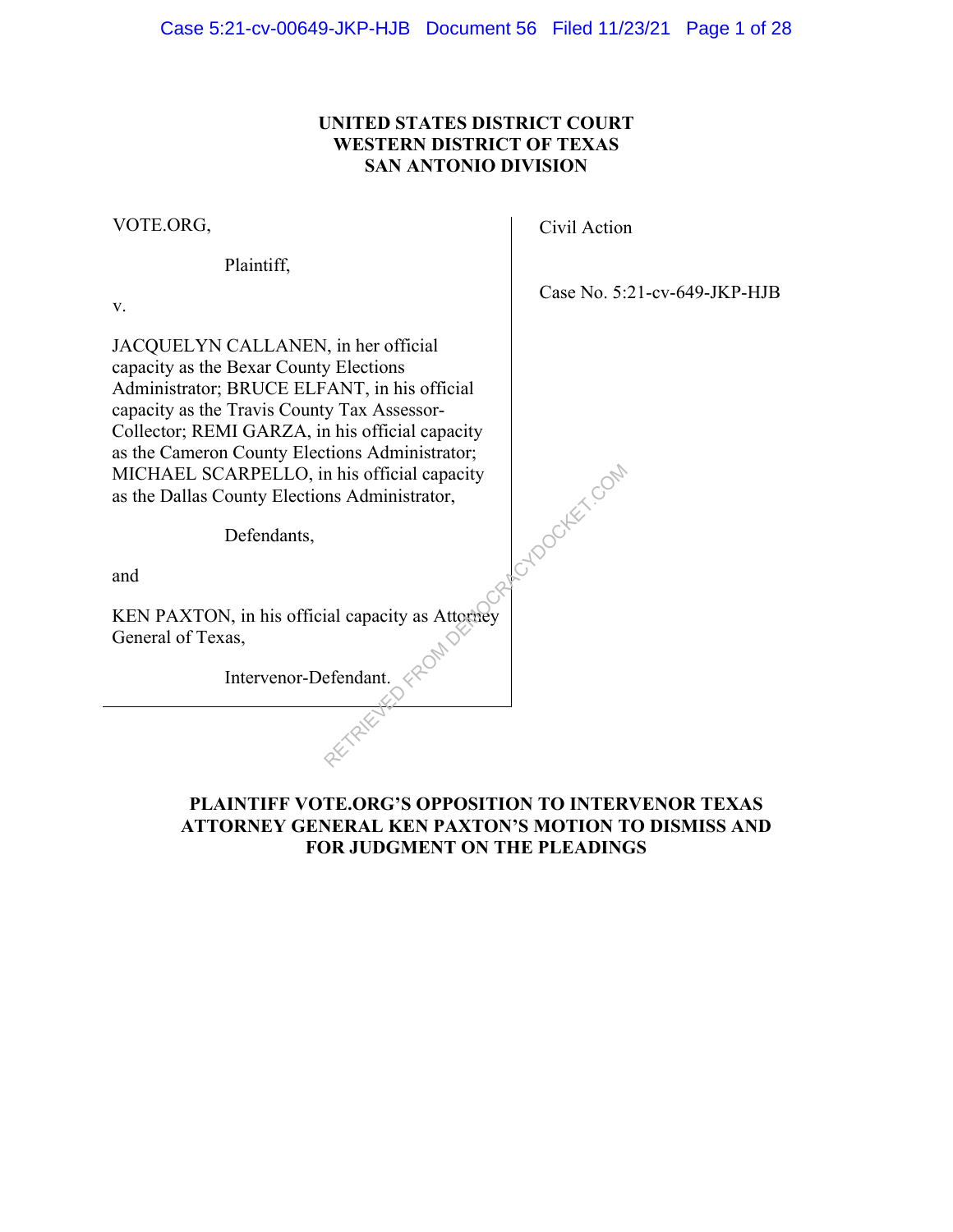**UNITED STATES DISTRICT COURT**
**WESTERN DISTRICT OF TEXAS**
**SAN ANTONIO DIVISION**

VOTE.ORG,

Plaintiff,

v.

JACQUELYN CALLANEN, in her official capacity as the Bexar County Elections Administrator; BRUCE ELFANT, in his official capacity as the Travis County Tax Assessor-Collector; REMI GARZA, in his official capacity as the Cameron County Elections Administrator; MICHAEL SCARPELLO, in his official capacity as the Dallas County Elections Administrator,

Defendants,

and

KEN PAXTON, in his official capacity as Attorney General of Texas,

Intervenor-Defendant.

Civil Action

Case No. 5:21-cv-649-JKP-HJB

**PLAINTIFF VOTE.ORG'S OPPOSITION TO INTERVENOR TEXAS ATTORNEY GENERAL KEN PAXTON'S MOTION TO DISMISS AND FOR JUDGMENT ON THE PLEADINGS**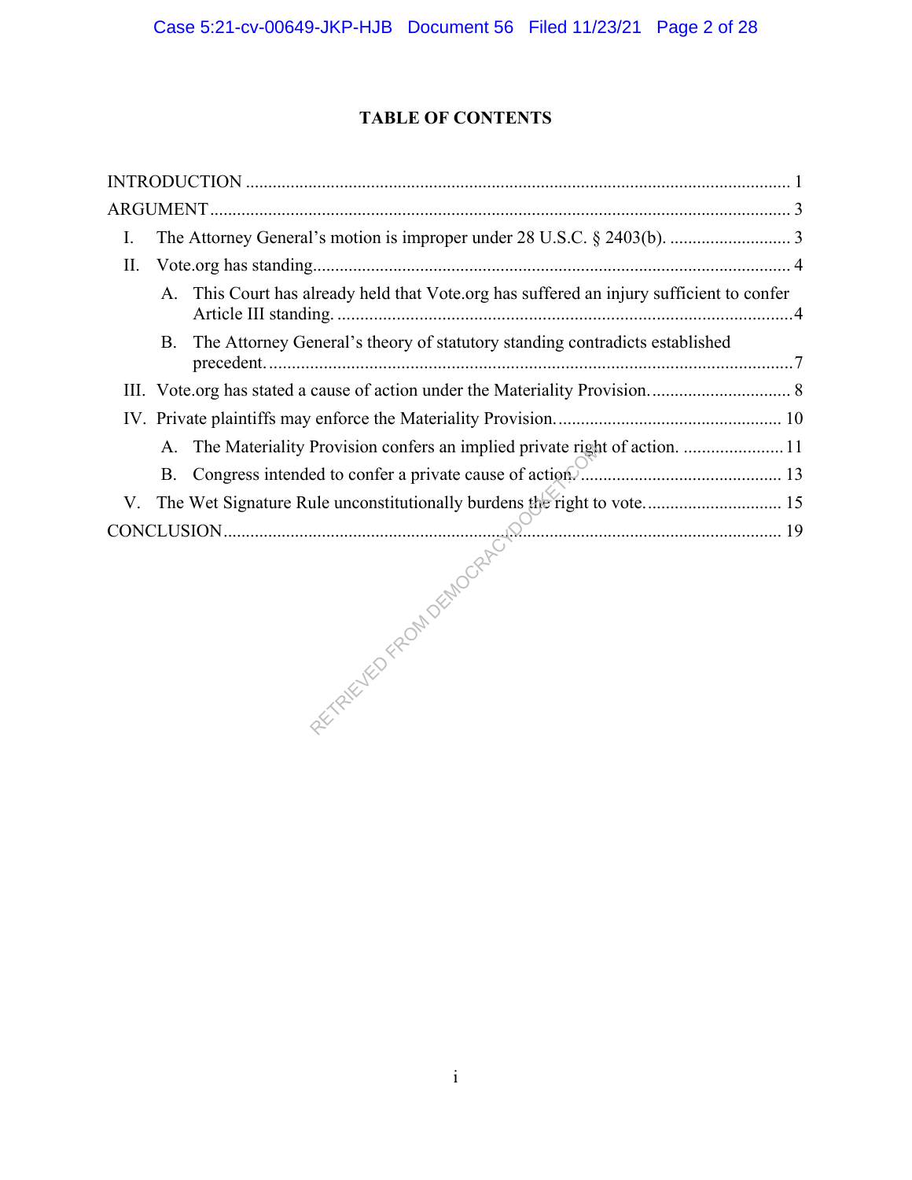# TABLE OF CONTENTS

INTRODUCTION ........................................................................................................................ 1

ARGUMENT ............................................................................................................................... 3

I. The Attorney General's motion is improper under 28 U.S.C. § 2403(b). .......................... 3

II. Vote.org has standing ......................................................................................................... 4

  A. This Court has already held that Vote.org has suffered an injury sufficient to confer Article III standing. .................................................................................................... 4

  B. The Attorney General's theory of statutory standing contradicts established precedent. .................................................................................................................. 7

III. Vote.org has stated a cause of action under the Materiality Provision. .............................. 8

IV. Private plaintiffs may enforce the Materiality Provision. ................................................. 10

  A. The Materiality Provision confers an implied private right of action. ...................... 11

  B. Congress intended to confer a private cause of action. ............................................ 13

V. The Wet Signature Rule unconstitutionally burdens the right to vote. ............................. 15

CONCLUSION .......................................................................................................................... 19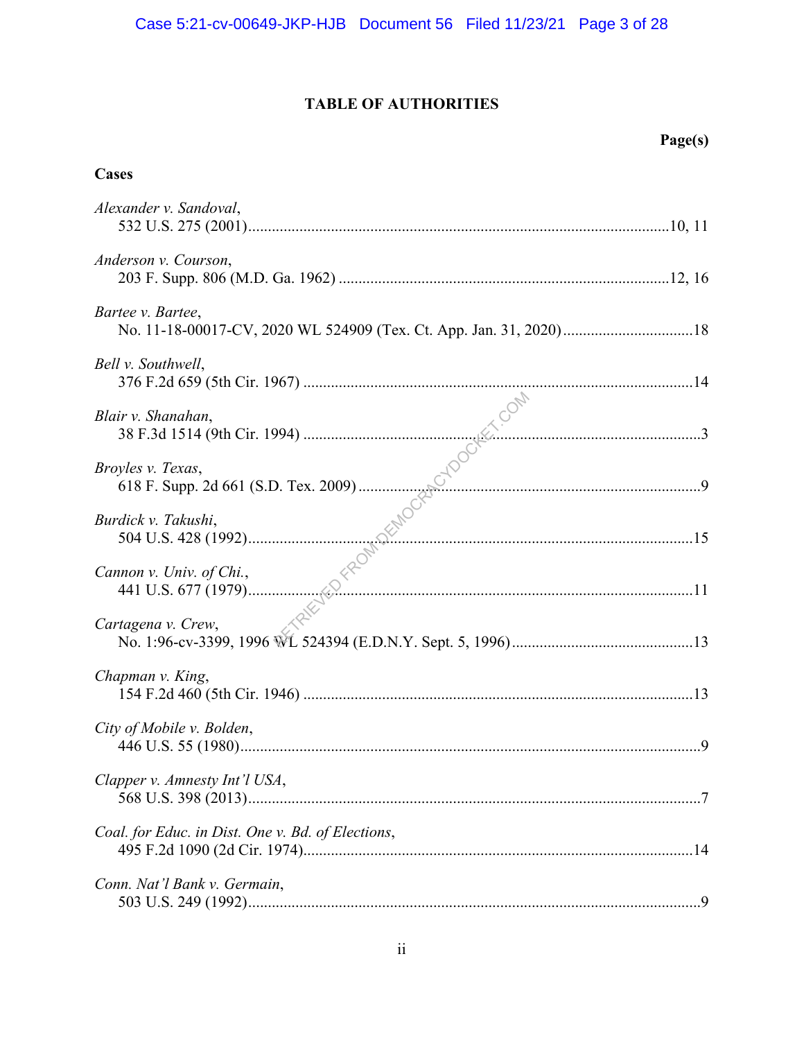# TABLE OF AUTHORITIES

**Page(s)**

**Cases**

*Alexander v. Sandoval*,
532 U.S. 275 (2001) .......... 10, 11

*Anderson v. Courson*,
203 F. Supp. 806 (M.D. Ga. 1962) .......... 12, 16

*Bartee v. Bartee*,
No. 11-18-00017-CV, 2020 WL 524909 (Tex. Ct. App. Jan. 31, 2020) .......... 18

*Bell v. Southwell*,
376 F.2d 659 (5th Cir. 1967) .......... 14

*Blair v. Shanahan*,
38 F.3d 1514 (9th Cir. 1994) .......... 3

*Broyles v. Texas*,
618 F. Supp. 2d 661 (S.D. Tex. 2009) .......... 9

*Burdick v. Takushi*,
504 U.S. 428 (1992) .......... 15

*Cannon v. Univ. of Chi.*,
441 U.S. 677 (1979) .......... 11

*Cartagena v. Crew*,
No. 1:96-cv-3399, 1996 WL 524394 (E.D.N.Y. Sept. 5, 1996) .......... 13

*Chapman v. King*,
154 F.2d 460 (5th Cir. 1946) .......... 13

*City of Mobile v. Bolden*,
446 U.S. 55 (1980) .......... 9

*Clapper v. Amnesty Int'l USA*,
568 U.S. 398 (2013) .......... 7

*Coal. for Educ. in Dist. One v. Bd. of Elections*,
495 F.2d 1090 (2d Cir. 1974) .......... 14

*Conn. Nat'l Bank v. Germain*,
503 U.S. 249 (1992) .......... 9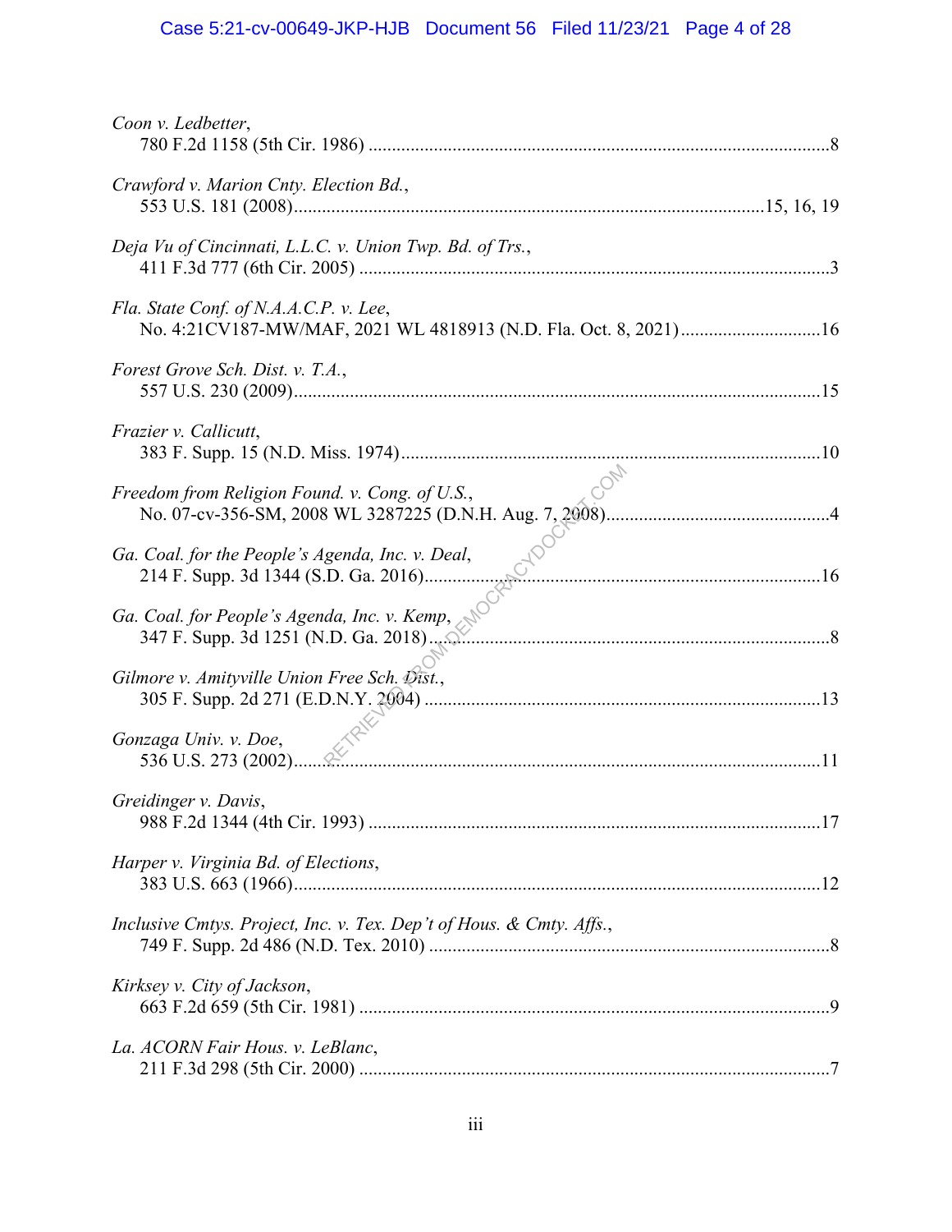*Coon v. Ledbetter*,
780 F.2d 1158 (5th Cir. 1986) ....................................................................................................8

*Crawford v. Marion Cnty. Election Bd.*,
553 U.S. 181 (2008)....................................................................................................15, 16, 19

*Deja Vu of Cincinnati, L.L.C. v. Union Twp. Bd. of Trs.*,
411 F.3d 777 (6th Cir. 2005) ....................................................................................................3

*Fla. State Conf. of N.A.A.C.P. v. Lee*,
No. 4:21CV187-MW/MAF, 2021 WL 4818913 (N.D. Fla. Oct. 8, 2021)..............................16

*Forest Grove Sch. Dist. v. T.A.*,
557 U.S. 230 (2009)................................................................................................................15

*Frazier v. Callicutt*,
383 F. Supp. 15 (N.D. Miss. 1974)........................................................................................10

*Freedom from Religion Found. v. Cong. of U.S.*,
No. 07-cv-356-SM, 2008 WL 3287225 (D.N.H. Aug. 7, 2008)...............................................4

*Ga. Coal. for the People's Agenda, Inc. v. Deal*,
214 F. Supp. 3d 1344 (S.D. Ga. 2016)....................................................................................16

*Ga. Coal. for People's Agenda, Inc. v. Kemp*,
347 F. Supp. 3d 1251 (N.D. Ga. 2018)......................................................................................8

*Gilmore v. Amityville Union Free Sch. Dist.*,
305 F. Supp. 2d 271 (E.D.N.Y. 2004) ....................................................................................13

*Gonzaga Univ. v. Doe*,
536 U.S. 273 (2002)................................................................................................................11

*Greidinger v. Davis*,
988 F.2d 1344 (4th Cir. 1993) ................................................................................................17

*Harper v. Virginia Bd. of Elections*,
383 U.S. 663 (1966)................................................................................................................12

*Inclusive Cmtys. Project, Inc. v. Tex. Dep't of Hous. & Cmty. Affs.*,
749 F. Supp. 2d 486 (N.D. Tex. 2010) ......................................................................................8

*Kirksey v. City of Jackson*,
663 F.2d 659 (5th Cir. 1981) ....................................................................................................9

*La. ACORN Fair Hous. v. LeBlanc*,
211 F.3d 298 (5th Cir. 2000) ....................................................................................................7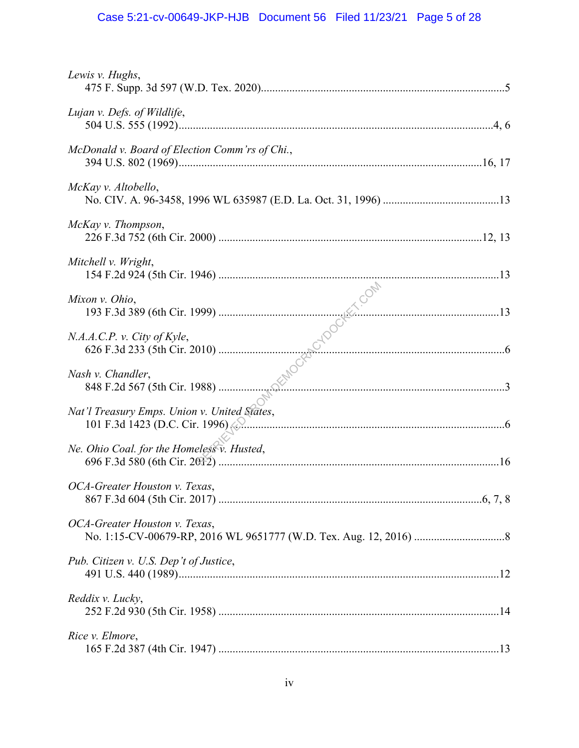*Lewis v. Hughs*,
475 F. Supp. 3d 597 (W.D. Tex. 2020)......................................................................................5

*Lujan v. Defs. of Wildlife*,
504 U.S. 555 (1992).............................................................................................................4, 6

*McDonald v. Board of Election Comm'rs of Chi.*,
394 U.S. 802 (1969).........................................................................................................16, 17

*McKay v. Altobello*,
No. CIV. A. 96-3458, 1996 WL 635987 (E.D. La. Oct. 31, 1996) .........................................13

*McKay v. Thompson*,
226 F.3d 752 (6th Cir. 2000) ............................................................................................12, 13

*Mitchell v. Wright*,
154 F.2d 924 (5th Cir. 1946) ..................................................................................................13

*Mixon v. Ohio*,
193 F.3d 389 (6th Cir. 1999) ..................................................................................................13

*N.A.A.C.P. v. City of Kyle*,
626 F.3d 233 (5th Cir. 2010) ....................................................................................................6

*Nash v. Chandler*,
848 F.2d 567 (5th Cir. 1988) ....................................................................................................3

*Nat'l Treasury Emps. Union v. United States*,
101 F.3d 1423 (D.C. Cir. 1996) ...............................................................................................6

*Ne. Ohio Coal. for the Homeless v. Husted*,
696 F.3d 580 (6th Cir. 2012) ..................................................................................................16

*OCA-Greater Houston v. Texas*,
867 F.3d 604 (5th Cir. 2017) ............................................................................................6, 7, 8

*OCA-Greater Houston v. Texas*,
No. 1:15-CV-00679-RP, 2016 WL 9651777 (W.D. Tex. Aug. 12, 2016) ................................8

*Pub. Citizen v. U.S. Dep't of Justice*,
491 U.S. 440 (1989)................................................................................................................12

*Reddix v. Lucky*,
252 F.2d 930 (5th Cir. 1958) ..................................................................................................14

*Rice v. Elmore*,
165 F.2d 387 (4th Cir. 1947) ..................................................................................................13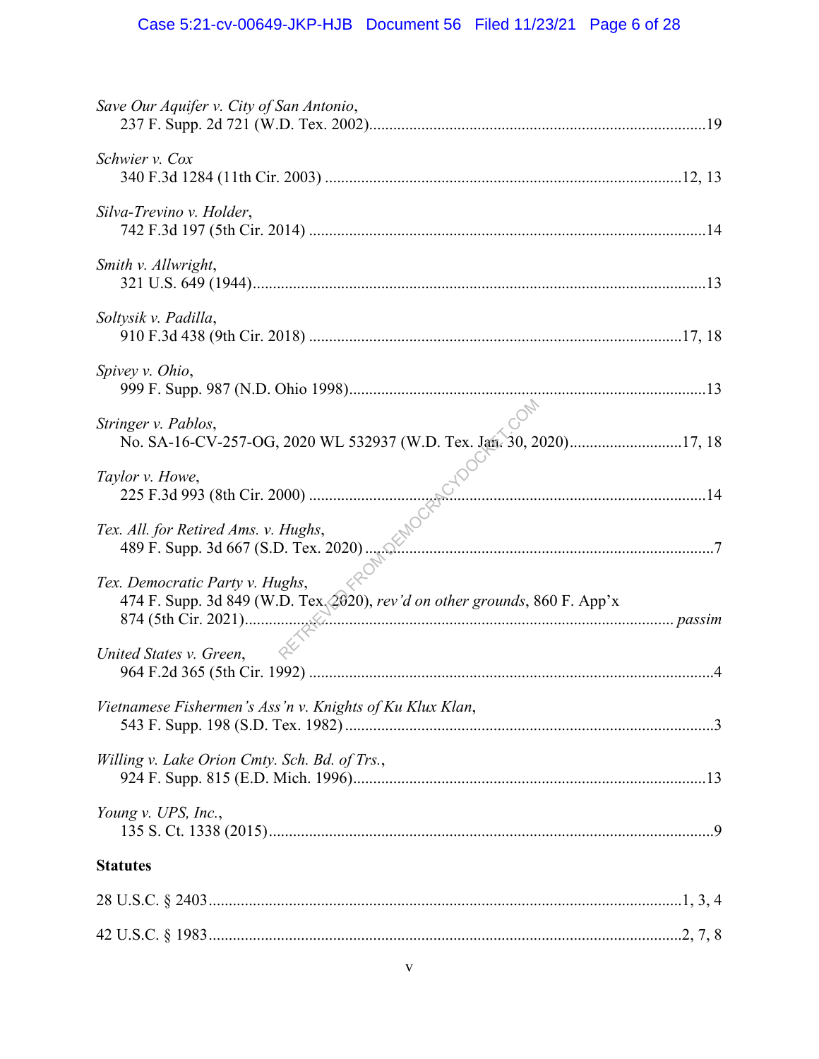*Save Our Aquifer v. City of San Antonio*,
237 F. Supp. 2d 721 (W.D. Tex. 2002)....................................................................................19

*Schwier v. Cox*
340 F.3d 1284 (11th Cir. 2003) .........................................................................................12, 13

*Silva-Trevino v. Holder*,
742 F.3d 197 (5th Cir. 2014) ..................................................................................................14

*Smith v. Allwright*,
321 U.S. 649 (1944)................................................................................................................13

*Soltysik v. Padilla*,
910 F.3d 438 (9th Cir. 2018) .............................................................................................17, 18

*Spivey v. Ohio*,
999 F. Supp. 987 (N.D. Ohio 1998)........................................................................................13

*Stringer v. Pablos*,
No. SA-16-CV-257-OG, 2020 WL 532937 (W.D. Tex. Jan. 30, 2020)............................17, 18

*Taylor v. Howe*,
225 F.3d 993 (8th Cir. 2000) ..................................................................................................14

*Tex. All. for Retired Ams. v. Hughs*,
489 F. Supp. 3d 667 (S.D. Tex. 2020) ......................................................................................7

*Tex. Democratic Party v. Hughs*,
474 F. Supp. 3d 849 (W.D. Tex. 2020), *rev'd on other grounds*, 860 F. App'x
874 (5th Cir. 2021)........................................................................................................ *passim*

*United States v. Green*,
964 F.2d 365 (5th Cir. 1992) ....................................................................................................4

*Vietnamese Fishermen's Ass'n v. Knights of Ku Klux Klan*,
543 F. Supp. 198 (S.D. Tex. 1982) ...........................................................................................3

*Willing v. Lake Orion Cmty. Sch. Bd. of Trs.*,
924 F. Supp. 815 (E.D. Mich. 1996).......................................................................................13

*Young v. UPS, Inc.*,
135 S. Ct. 1338 (2015)..............................................................................................................9

**Statutes**

28 U.S.C. § 2403.....................................................................................................................1, 3, 4

42 U.S.C. § 1983.....................................................................................................................2, 7, 8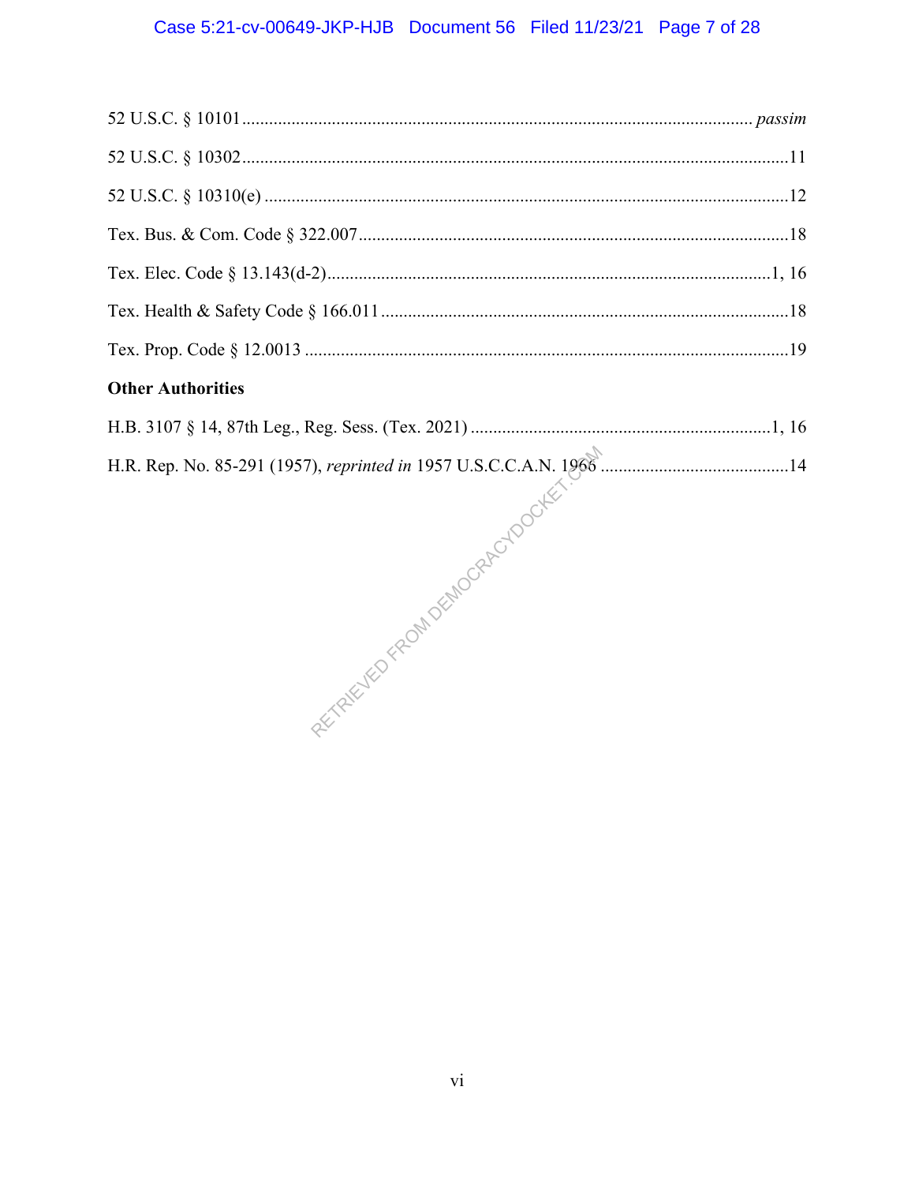52 U.S.C. § 10101 .................................................................................................................. *passim*

52 U.S.C. § 10302 ..........................................................................................................................11

52 U.S.C. § 10310(e) ......................................................................................................................12

Tex. Bus. & Com. Code § 322.007 ..................................................................................................18

Tex. Elec. Code § 13.143(d-2) ...................................................................................................1, 16

Tex. Health & Safety Code § 166.011 ............................................................................................18

Tex. Prop. Code § 12.0013 .............................................................................................................19

**Other Authorities**

H.B. 3107 § 14, 87th Leg., Reg. Sess. (Tex. 2021) ....................................................................1, 16

H.R. Rep. No. 85-291 (1957), *reprinted in* 1957 U.S.C.C.A.N. 1966 .............................................14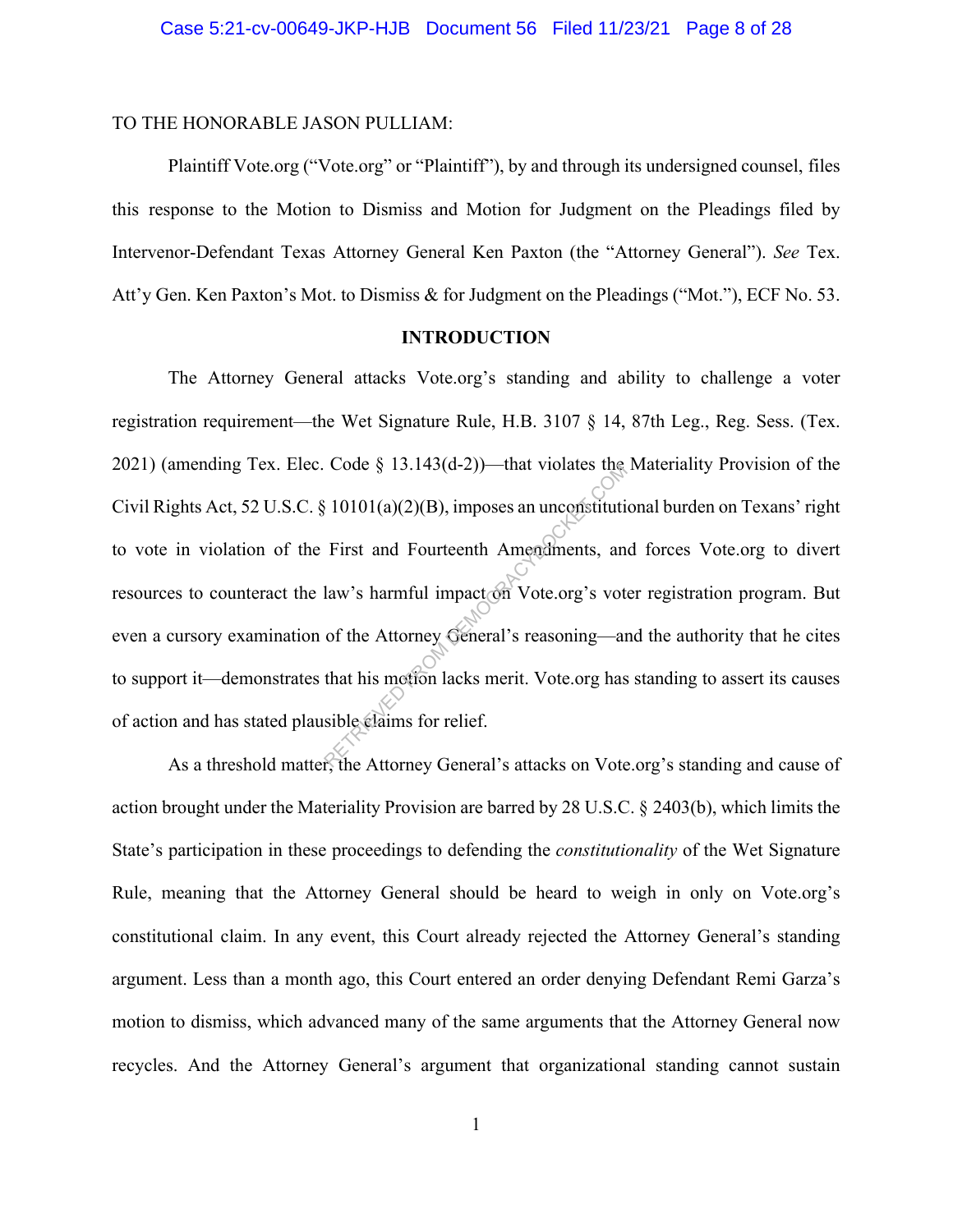TO THE HONORABLE JASON PULLIAM:

Plaintiff Vote.org ("Vote.org" or "Plaintiff"), by and through its undersigned counsel, files this response to the Motion to Dismiss and Motion for Judgment on the Pleadings filed by Intervenor-Defendant Texas Attorney General Ken Paxton (the "Attorney General"). *See* Tex. Att'y Gen. Ken Paxton's Mot. to Dismiss & for Judgment on the Pleadings ("Mot."), ECF No. 53.

## INTRODUCTION

The Attorney General attacks Vote.org's standing and ability to challenge a voter registration requirement—the Wet Signature Rule, H.B. 3107 § 14, 87th Leg., Reg. Sess. (Tex. 2021) (amending Tex. Elec. Code § 13.143(d-2))—that violates the Materiality Provision of the Civil Rights Act, 52 U.S.C. § 10101(a)(2)(B), imposes an unconstitutional burden on Texans' right to vote in violation of the First and Fourteenth Amendments, and forces Vote.org to divert resources to counteract the law's harmful impact on Vote.org's voter registration program. But even a cursory examination of the Attorney General's reasoning—and the authority that he cites to support it—demonstrates that his motion lacks merit. Vote.org has standing to assert its causes of action and has stated plausible claims for relief.

As a threshold matter, the Attorney General's attacks on Vote.org's standing and cause of action brought under the Materiality Provision are barred by 28 U.S.C. § 2403(b), which limits the State's participation in these proceedings to defending the *constitutionality* of the Wet Signature Rule, meaning that the Attorney General should be heard to weigh in only on Vote.org's constitutional claim. In any event, this Court already rejected the Attorney General's standing argument. Less than a month ago, this Court entered an order denying Defendant Remi Garza's motion to dismiss, which advanced many of the same arguments that the Attorney General now recycles. And the Attorney General's argument that organizational standing cannot sustain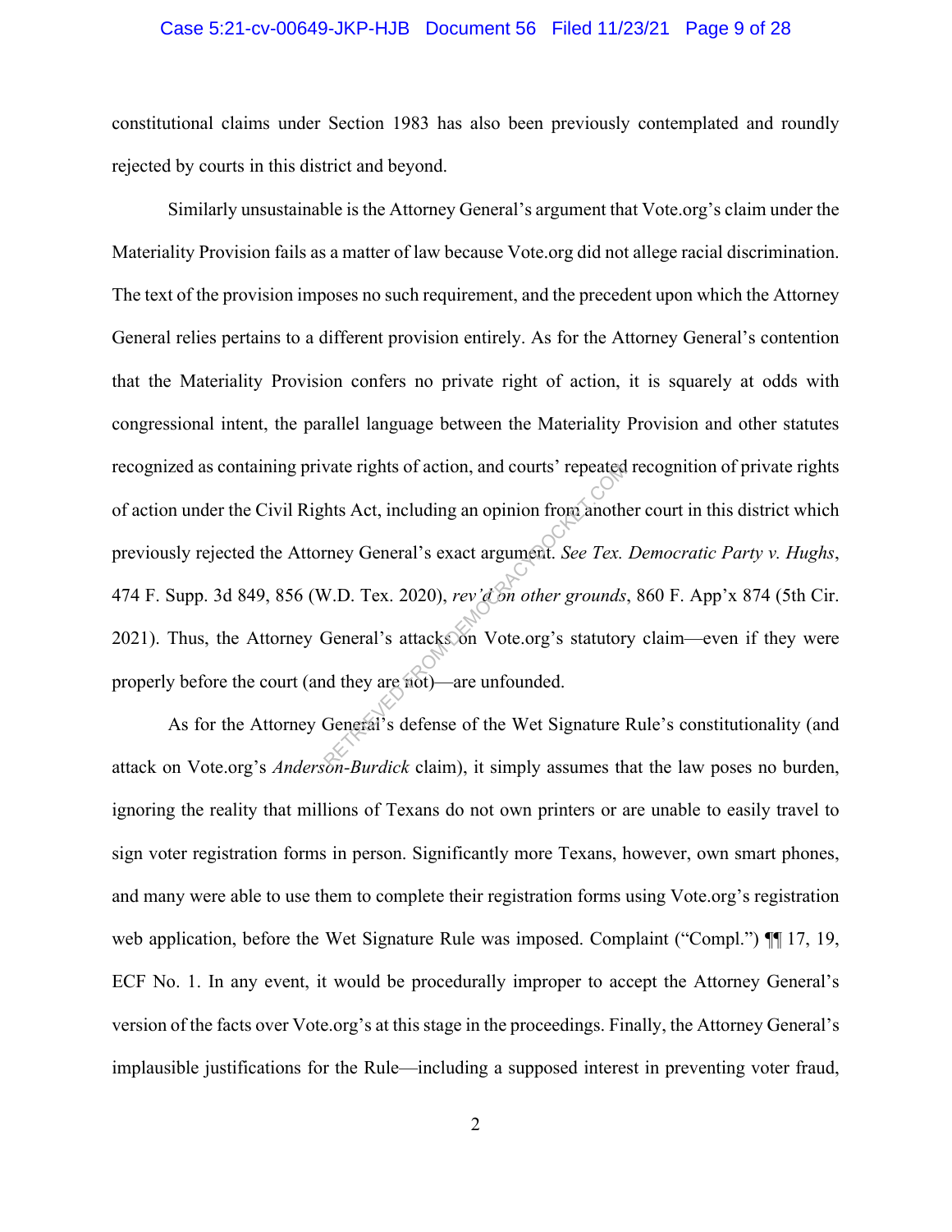constitutional claims under Section 1983 has also been previously contemplated and roundly rejected by courts in this district and beyond.

Similarly unsustainable is the Attorney General's argument that Vote.org's claim under the Materiality Provision fails as a matter of law because Vote.org did not allege racial discrimination. The text of the provision imposes no such requirement, and the precedent upon which the Attorney General relies pertains to a different provision entirely. As for the Attorney General's contention that the Materiality Provision confers no private right of action, it is squarely at odds with congressional intent, the parallel language between the Materiality Provision and other statutes recognized as containing private rights of action, and courts' repeated recognition of private rights of action under the Civil Rights Act, including an opinion from another court in this district which previously rejected the Attorney General's exact argument. *See Tex. Democratic Party v. Hughs*, 474 F. Supp. 3d 849, 856 (W.D. Tex. 2020), *rev'd on other grounds*, 860 F. App'x 874 (5th Cir. 2021). Thus, the Attorney General's attacks on Vote.org's statutory claim—even if they were properly before the court (and they are not)—are unfounded.

As for the Attorney General's defense of the Wet Signature Rule's constitutionality (and attack on Vote.org's *Anderson-Burdick* claim), it simply assumes that the law poses no burden, ignoring the reality that millions of Texans do not own printers or are unable to easily travel to sign voter registration forms in person. Significantly more Texans, however, own smart phones, and many were able to use them to complete their registration forms using Vote.org's registration web application, before the Wet Signature Rule was imposed. Complaint ("Compl.") ¶¶ 17, 19, ECF No. 1. In any event, it would be procedurally improper to accept the Attorney General's version of the facts over Vote.org's at this stage in the proceedings. Finally, the Attorney General's implausible justifications for the Rule—including a supposed interest in preventing voter fraud,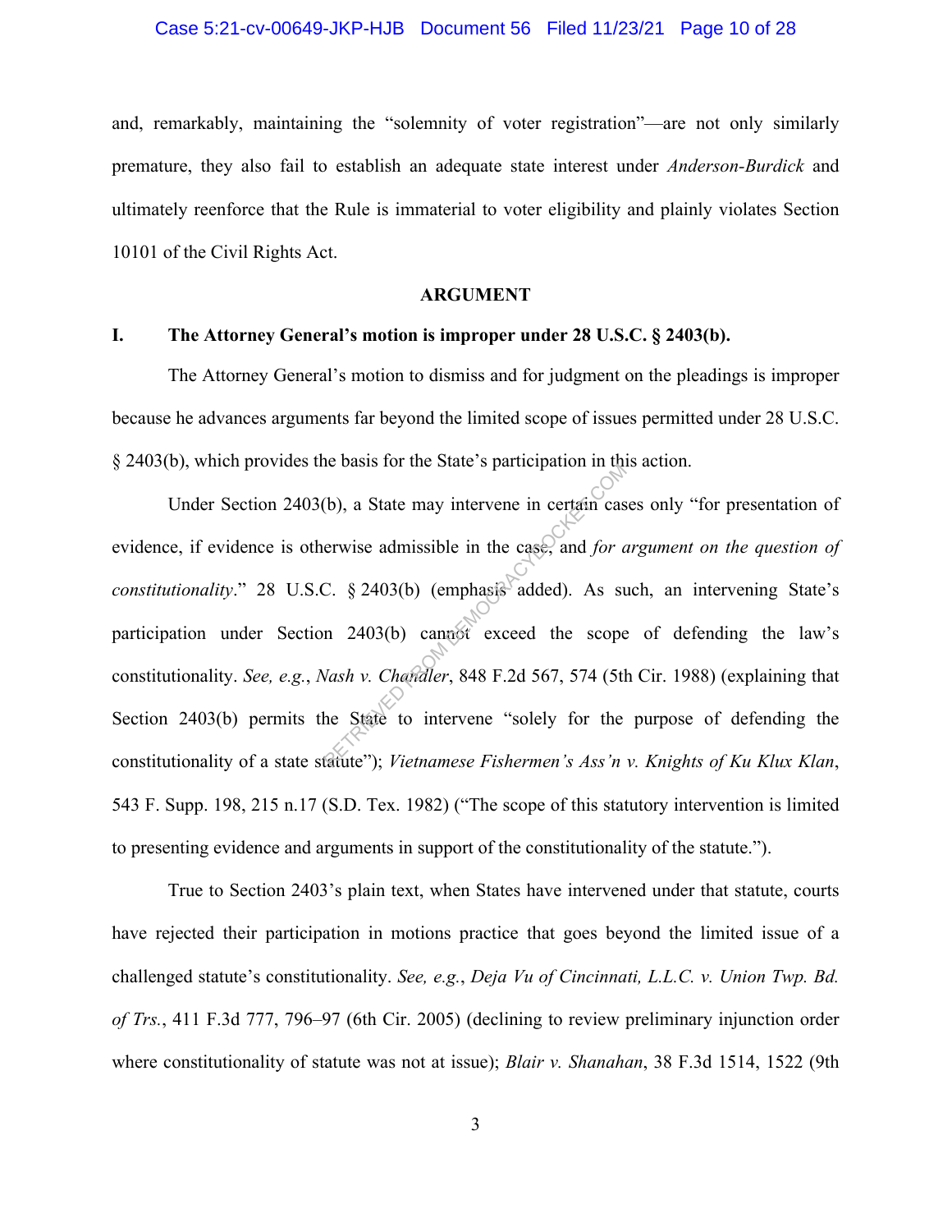and, remarkably, maintaining the "solemnity of voter registration"—are not only similarly premature, they also fail to establish an adequate state interest under *Anderson-Burdick* and ultimately reenforce that the Rule is immaterial to voter eligibility and plainly violates Section 10101 of the Civil Rights Act.

## ARGUMENT

### I. The Attorney General's motion is improper under 28 U.S.C. § 2403(b).

The Attorney General's motion to dismiss and for judgment on the pleadings is improper because he advances arguments far beyond the limited scope of issues permitted under 28 U.S.C. § 2403(b), which provides the basis for the State's participation in this action.

Under Section 2403(b), a State may intervene in certain cases only "for presentation of evidence, if evidence is otherwise admissible in the case, and *for argument on the question of constitutionality*." 28 U.S.C. § 2403(b) (emphasis added). As such, an intervening State's participation under Section 2403(b) cannot exceed the scope of defending the law's constitutionality. *See, e.g.*, *Nash v. Chandler*, 848 F.2d 567, 574 (5th Cir. 1988) (explaining that Section 2403(b) permits the State to intervene "solely for the purpose of defending the constitutionality of a state statute"); *Vietnamese Fishermen's Ass'n v. Knights of Ku Klux Klan*, 543 F. Supp. 198, 215 n.17 (S.D. Tex. 1982) ("The scope of this statutory intervention is limited to presenting evidence and arguments in support of the constitutionality of the statute.").

True to Section 2403's plain text, when States have intervened under that statute, courts have rejected their participation in motions practice that goes beyond the limited issue of a challenged statute's constitutionality. *See, e.g.*, *Deja Vu of Cincinnati, L.L.C. v. Union Twp. Bd. of Trs.*, 411 F.3d 777, 796–97 (6th Cir. 2005) (declining to review preliminary injunction order where constitutionality of statute was not at issue); *Blair v. Shanahan*, 38 F.3d 1514, 1522 (9th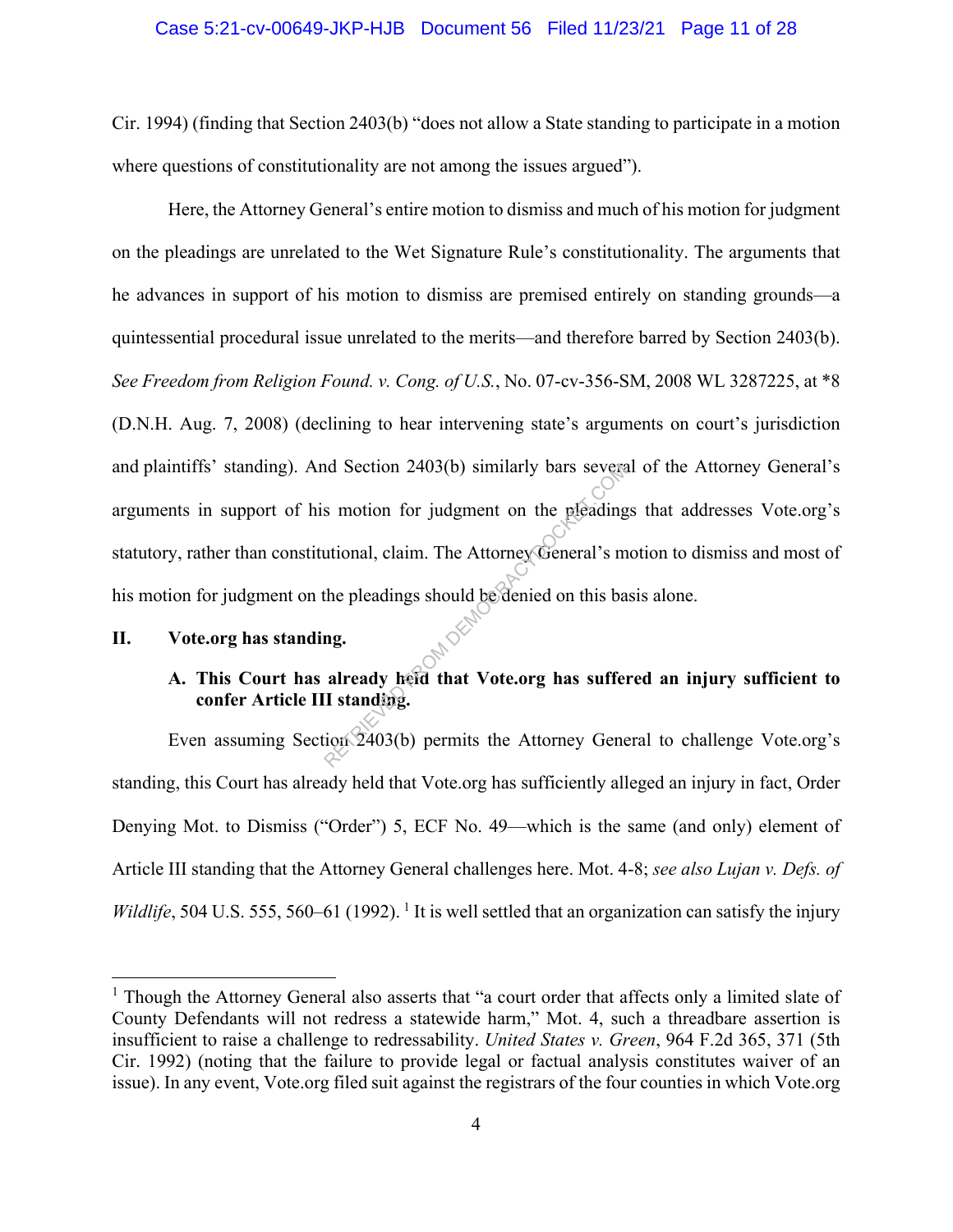Cir. 1994) (finding that Section 2403(b) "does not allow a State standing to participate in a motion where questions of constitutionality are not among the issues argued").

Here, the Attorney General's entire motion to dismiss and much of his motion for judgment on the pleadings are unrelated to the Wet Signature Rule's constitutionality. The arguments that he advances in support of his motion to dismiss are premised entirely on standing grounds—a quintessential procedural issue unrelated to the merits—and therefore barred by Section 2403(b). *See Freedom from Religion Found. v. Cong. of U.S.*, No. 07-cv-356-SM, 2008 WL 3287225, at *8 (D.N.H. Aug. 7, 2008) (declining to hear intervening state's arguments on court's jurisdiction and plaintiffs' standing). And Section 2403(b) similarly bars several of the Attorney General's arguments in support of his motion for judgment on the pleadings that addresses Vote.org's statutory, rather than constitutional, claim. The Attorney General's motion to dismiss and most of his motion for judgment on the pleadings should be denied on this basis alone.

## II. Vote.org has standing.

### A. This Court has already held that Vote.org has suffered an injury sufficient to confer Article III standing.

Even assuming Section 2403(b) permits the Attorney General to challenge Vote.org's standing, this Court has already held that Vote.org has sufficiently alleged an injury in fact, Order Denying Mot. to Dismiss ("Order") 5, ECF No. 49—which is the same (and only) element of Article III standing that the Attorney General challenges here. Mot. 4-8; *see also Lujan v. Defs. of Wildlife*, 504 U.S. 555, 560–61 (1992).[1] It is well settled that an organization can satisfy the injury

[1] Though the Attorney General also asserts that "a court order that affects only a limited slate of County Defendants will not redress a statewide harm," Mot. 4, such a threadbare assertion is insufficient to raise a challenge to redressability. *United States v. Green*, 964 F.2d 365, 371 (5th Cir. 1992) (noting that the failure to provide legal or factual analysis constitutes waiver of an issue). In any event, Vote.org filed suit against the registrars of the four counties in which Vote.org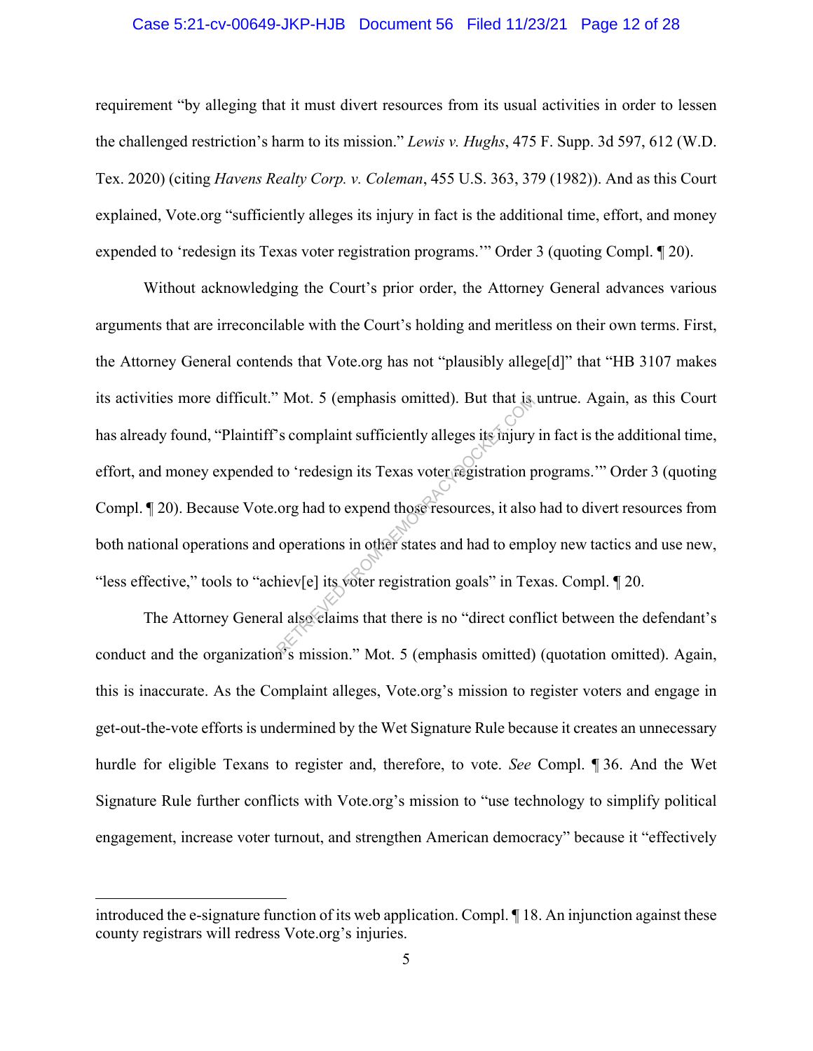requirement "by alleging that it must divert resources from its usual activities in order to lessen the challenged restriction's harm to its mission." *Lewis v. Hughs*, 475 F. Supp. 3d 597, 612 (W.D. Tex. 2020) (citing *Havens Realty Corp. v. Coleman*, 455 U.S. 363, 379 (1982)). And as this Court explained, Vote.org "sufficiently alleges its injury in fact is the additional time, effort, and money expended to 'redesign its Texas voter registration programs.'" Order 3 (quoting Compl. ¶ 20).

Without acknowledging the Court's prior order, the Attorney General advances various arguments that are irreconcilable with the Court's holding and meritless on their own terms. First, the Attorney General contends that Vote.org has not "plausibly allege[d]" that "HB 3107 makes its activities more difficult." Mot. 5 (emphasis omitted). But that is untrue. Again, as this Court has already found, "Plaintiff's complaint sufficiently alleges its injury in fact is the additional time, effort, and money expended to 'redesign its Texas voter registration programs.'" Order 3 (quoting Compl. ¶ 20). Because Vote.org had to expend those resources, it also had to divert resources from both national operations and operations in other states and had to employ new tactics and use new, "less effective," tools to "achiev[e] its voter registration goals" in Texas. Compl. ¶ 20.

The Attorney General also claims that there is no "direct conflict between the defendant's conduct and the organization's mission." Mot. 5 (emphasis omitted) (quotation omitted). Again, this is inaccurate. As the Complaint alleges, Vote.org's mission to register voters and engage in get-out-the-vote efforts is undermined by the Wet Signature Rule because it creates an unnecessary hurdle for eligible Texans to register and, therefore, to vote. *See* Compl. ¶ 36. And the Wet Signature Rule further conflicts with Vote.org's mission to "use technology to simplify political engagement, increase voter turnout, and strengthen American democracy" because it "effectively

---

introduced the e-signature function of its web application. Compl. ¶ 18. An injunction against these county registrars will redress Vote.org's injuries.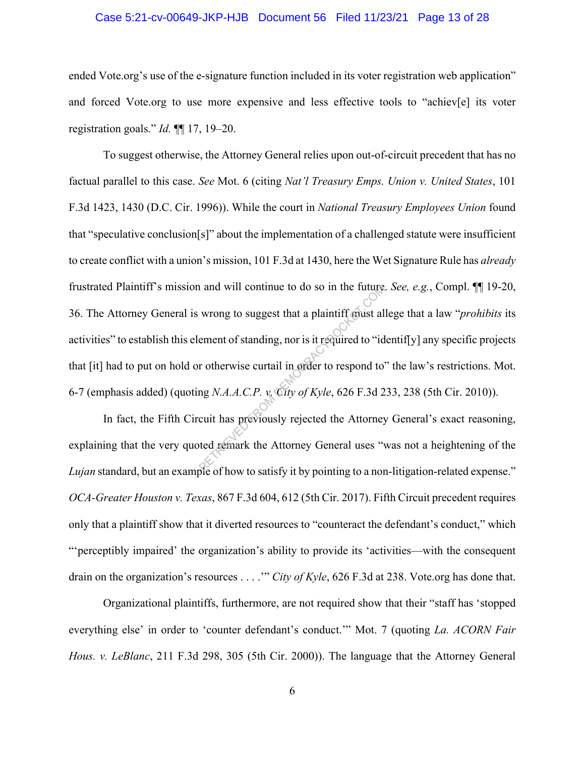ended Vote.org's use of the e-signature function included in its voter registration web application" and forced Vote.org to use more expensive and less effective tools to "achiev[e] its voter registration goals." *Id.* ¶¶ 17, 19–20.

To suggest otherwise, the Attorney General relies upon out-of-circuit precedent that has no factual parallel to this case. *See* Mot. 6 (citing *Nat'l Treasury Emps. Union v. United States*, 101 F.3d 1423, 1430 (D.C. Cir. 1996)). While the court in *National Treasury Employees Union* found that "speculative conclusion[s]" about the implementation of a challenged statute were insufficient to create conflict with a union's mission, 101 F.3d at 1430, here the Wet Signature Rule has *already* frustrated Plaintiff's mission and will continue to do so in the future. *See, e.g.*, Compl. ¶¶ 19-20, 36. The Attorney General is wrong to suggest that a plaintiff must allege that a law "*prohibits* its activities" to establish this element of standing, nor is it required to "identif[y] any specific projects that [it] had to put on hold or otherwise curtail in order to respond to" the law's restrictions. Mot. 6-7 (emphasis added) (quoting *N.A.A.C.P. v. City of Kyle*, 626 F.3d 233, 238 (5th Cir. 2010)).

In fact, the Fifth Circuit has previously rejected the Attorney General's exact reasoning, explaining that the very quoted remark the Attorney General uses "was not a heightening of the *Lujan* standard, but an example of how to satisfy it by pointing to a non-litigation-related expense." *OCA-Greater Houston v. Texas*, 867 F.3d 604, 612 (5th Cir. 2017). Fifth Circuit precedent requires only that a plaintiff show that it diverted resources to "counteract the defendant's conduct," which "'perceptibly impaired' the organization's ability to provide its 'activities—with the consequent drain on the organization's resources . . . .'" *City of Kyle*, 626 F.3d at 238. Vote.org has done that.

Organizational plaintiffs, furthermore, are not required show that their "staff has 'stopped everything else' in order to 'counter defendant's conduct.'" Mot. 7 (quoting *La. ACORN Fair Hous. v. LeBlanc*, 211 F.3d 298, 305 (5th Cir. 2000)). The language that the Attorney General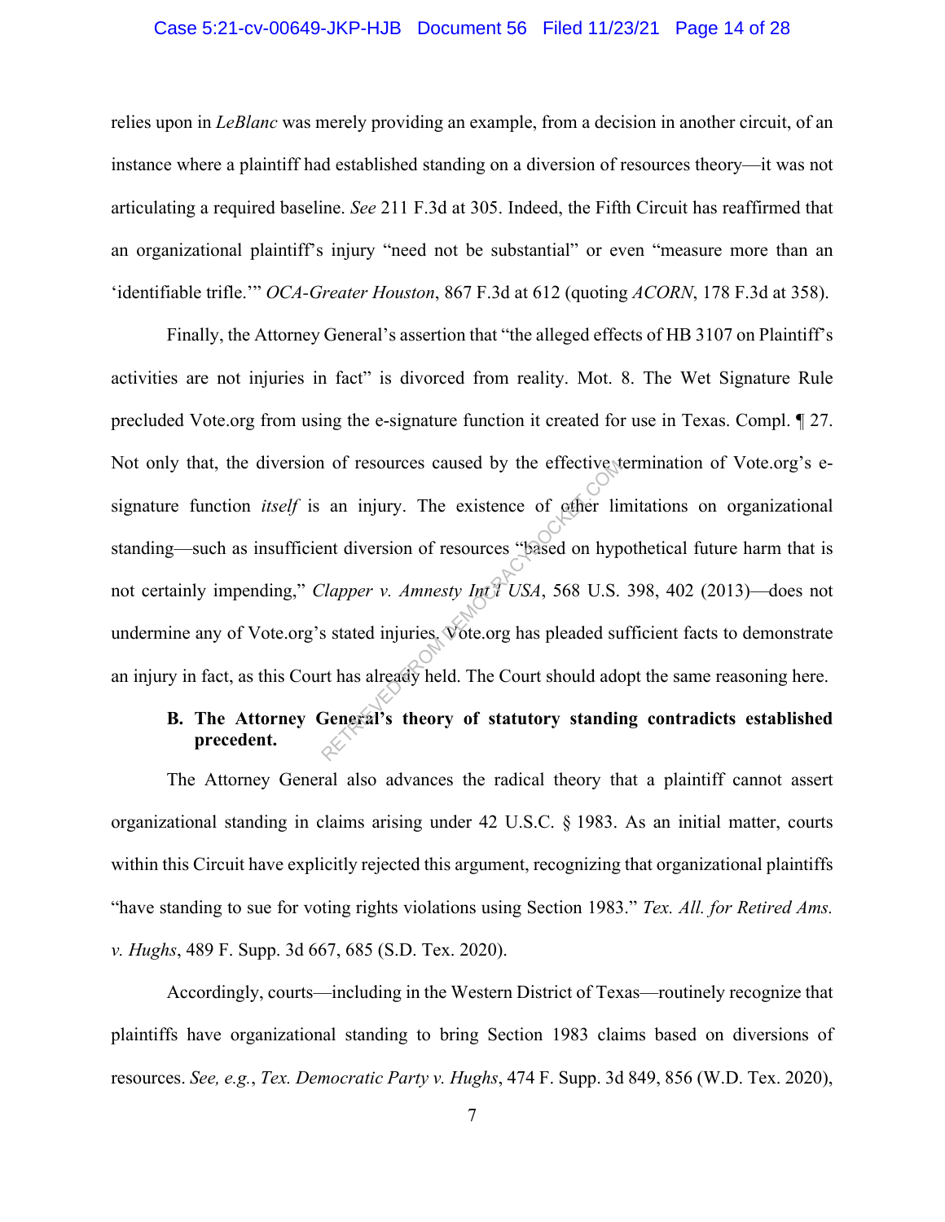relies upon in *LeBlanc* was merely providing an example, from a decision in another circuit, of an instance where a plaintiff had established standing on a diversion of resources theory—it was not articulating a required baseline. *See* 211 F.3d at 305. Indeed, the Fifth Circuit has reaffirmed that an organizational plaintiff's injury "need not be substantial" or even "measure more than an 'identifiable trifle.'" *OCA-Greater Houston*, 867 F.3d at 612 (quoting *ACORN*, 178 F.3d at 358).

Finally, the Attorney General's assertion that "the alleged effects of HB 3107 on Plaintiff's activities are not injuries in fact" is divorced from reality. Mot. 8. The Wet Signature Rule precluded Vote.org from using the e-signature function it created for use in Texas. Compl. ¶ 27. Not only that, the diversion of resources caused by the effective termination of Vote.org's e-signature function *itself* is an injury. The existence of other limitations on organizational standing—such as insufficient diversion of resources "based on hypothetical future harm that is not certainly impending," *Clapper v. Amnesty Int'l USA*, 568 U.S. 398, 402 (2013)—does not undermine any of Vote.org's stated injuries. Vote.org has pleaded sufficient facts to demonstrate an injury in fact, as this Court has already held. The Court should adopt the same reasoning here.

**B. The Attorney General's theory of statutory standing contradicts established precedent.**

The Attorney General also advances the radical theory that a plaintiff cannot assert organizational standing in claims arising under 42 U.S.C. § 1983. As an initial matter, courts within this Circuit have explicitly rejected this argument, recognizing that organizational plaintiffs "have standing to sue for voting rights violations using Section 1983." *Tex. All. for Retired Ams. v. Hughs*, 489 F. Supp. 3d 667, 685 (S.D. Tex. 2020).

Accordingly, courts—including in the Western District of Texas—routinely recognize that plaintiffs have organizational standing to bring Section 1983 claims based on diversions of resources. *See, e.g.*, *Tex. Democratic Party v. Hughs*, 474 F. Supp. 3d 849, 856 (W.D. Tex. 2020),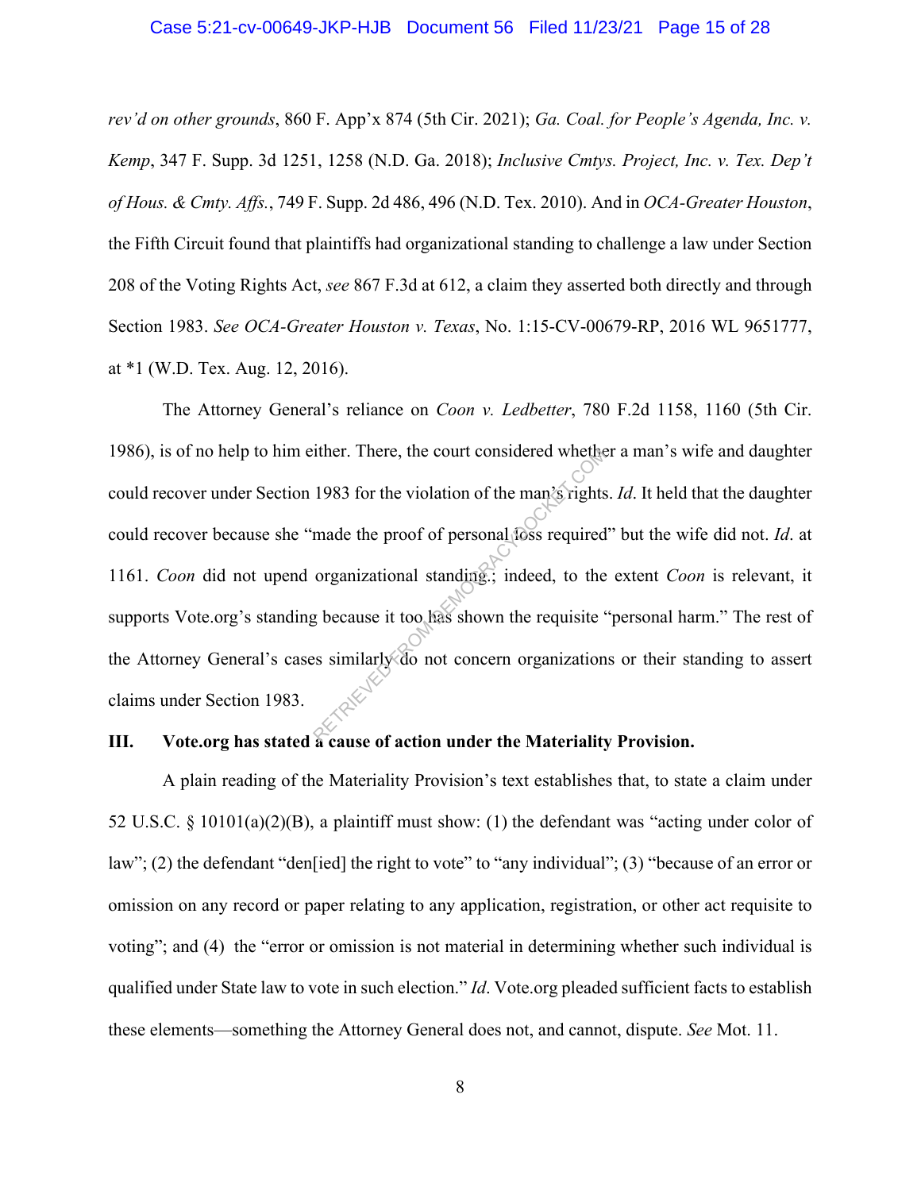*rev'd on other grounds*, 860 F. App'x 874 (5th Cir. 2021); *Ga. Coal. for People's Agenda, Inc. v. Kemp*, 347 F. Supp. 3d 1251, 1258 (N.D. Ga. 2018); *Inclusive Cmtys. Project, Inc. v. Tex. Dep't of Hous. & Cmty. Affs.*, 749 F. Supp. 2d 486, 496 (N.D. Tex. 2010). And in *OCA-Greater Houston*, the Fifth Circuit found that plaintiffs had organizational standing to challenge a law under Section 208 of the Voting Rights Act, *see* 867 F.3d at 612, a claim they asserted both directly and through Section 1983. *See OCA-Greater Houston v. Texas*, No. 1:15-CV-00679-RP, 2016 WL 9651777, at *1 (W.D. Tex. Aug. 12, 2016).

The Attorney General's reliance on *Coon v. Ledbetter*, 780 F.2d 1158, 1160 (5th Cir. 1986), is of no help to him either. There, the court considered whether a man's wife and daughter could recover under Section 1983 for the violation of the man's rights. *Id*. It held that the daughter could recover because she "made the proof of personal loss required" but the wife did not. *Id*. at 1161. *Coon* did not upend organizational standing.; indeed, to the extent *Coon* is relevant, it supports Vote.org's standing because it too has shown the requisite "personal harm." The rest of the Attorney General's cases similarly do not concern organizations or their standing to assert claims under Section 1983.

## III. Vote.org has stated a cause of action under the Materiality Provision.

A plain reading of the Materiality Provision's text establishes that, to state a claim under 52 U.S.C. § 10101(a)(2)(B), a plaintiff must show: (1) the defendant was "acting under color of law"; (2) the defendant "den[ied] the right to vote" to "any individual"; (3) "because of an error or omission on any record or paper relating to any application, registration, or other act requisite to voting"; and (4) the "error or omission is not material in determining whether such individual is qualified under State law to vote in such election." *Id*. Vote.org pleaded sufficient facts to establish these elements—something the Attorney General does not, and cannot, dispute. *See* Mot. 11.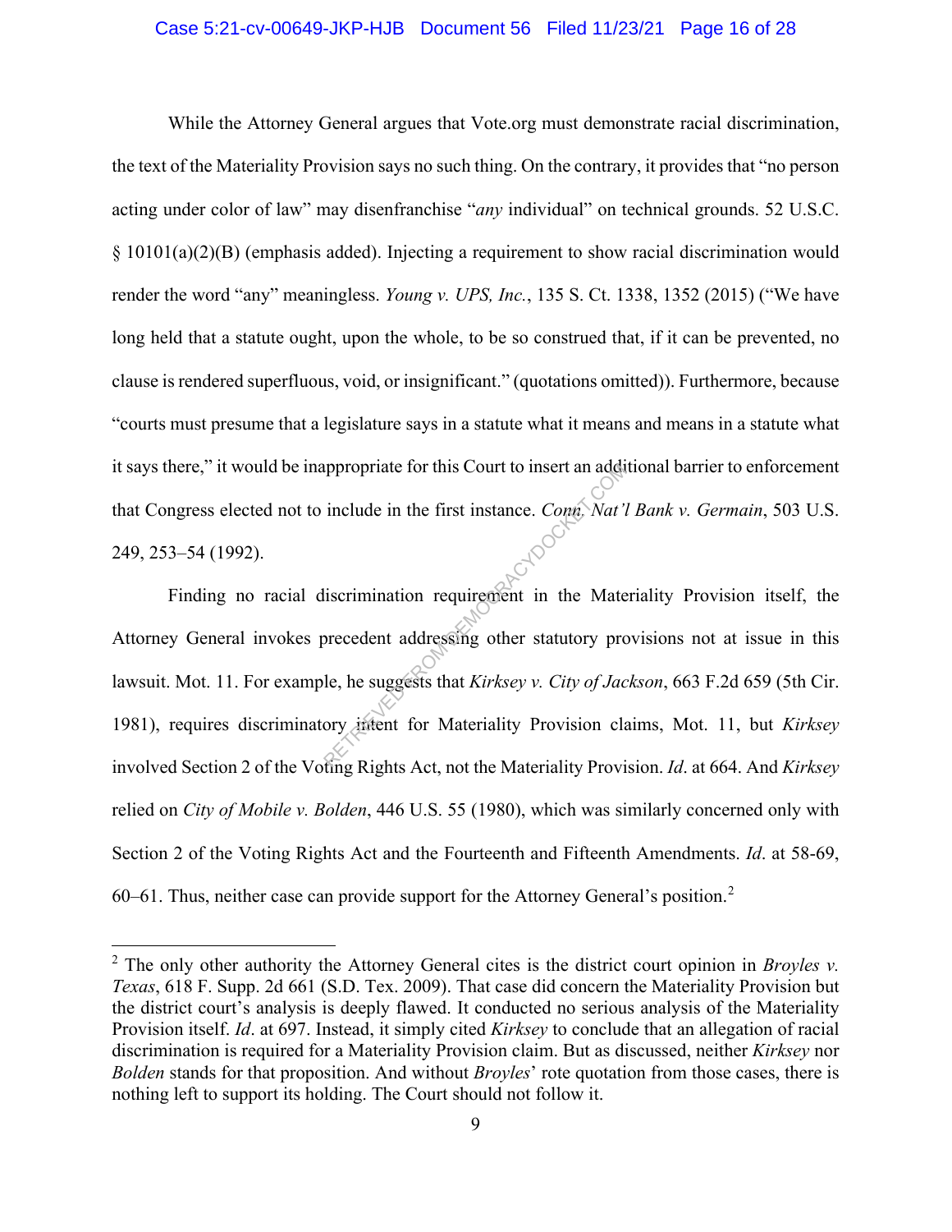While the Attorney General argues that Vote.org must demonstrate racial discrimination, the text of the Materiality Provision says no such thing. On the contrary, it provides that "no person acting under color of law" may disenfranchise "*any* individual" on technical grounds. 52 U.S.C. § 10101(a)(2)(B) (emphasis added). Injecting a requirement to show racial discrimination would render the word "any" meaningless. *Young v. UPS, Inc.*, 135 S. Ct. 1338, 1352 (2015) ("We have long held that a statute ought, upon the whole, to be so construed that, if it can be prevented, no clause is rendered superfluous, void, or insignificant." (quotations omitted)). Furthermore, because "courts must presume that a legislature says in a statute what it means and means in a statute what it says there," it would be inappropriate for this Court to insert an additional barrier to enforcement that Congress elected not to include in the first instance. *Conn. Nat'l Bank v. Germain*, 503 U.S. 249, 253–54 (1992).

Finding no racial discrimination requirement in the Materiality Provision itself, the Attorney General invokes precedent addressing other statutory provisions not at issue in this lawsuit. Mot. 11. For example, he suggests that *Kirksey v. City of Jackson*, 663 F.2d 659 (5th Cir. 1981), requires discriminatory intent for Materiality Provision claims, Mot. 11, but *Kirksey* involved Section 2 of the Voting Rights Act, not the Materiality Provision. *Id*. at 664. And *Kirksey* relied on *City of Mobile v. Bolden*, 446 U.S. 55 (1980), which was similarly concerned only with Section 2 of the Voting Rights Act and the Fourteenth and Fifteenth Amendments. *Id*. at 58-69, 60–61. Thus, neither case can provide support for the Attorney General's position.[2]

[2] The only other authority the Attorney General cites is the district court opinion in *Broyles v. Texas*, 618 F. Supp. 2d 661 (S.D. Tex. 2009). That case did concern the Materiality Provision but the district court's analysis is deeply flawed. It conducted no serious analysis of the Materiality Provision itself. *Id*. at 697. Instead, it simply cited *Kirksey* to conclude that an allegation of racial discrimination is required for a Materiality Provision claim. But as discussed, neither *Kirksey* nor *Bolden* stands for that proposition. And without *Broyles*' rote quotation from those cases, there is nothing left to support its holding. The Court should not follow it.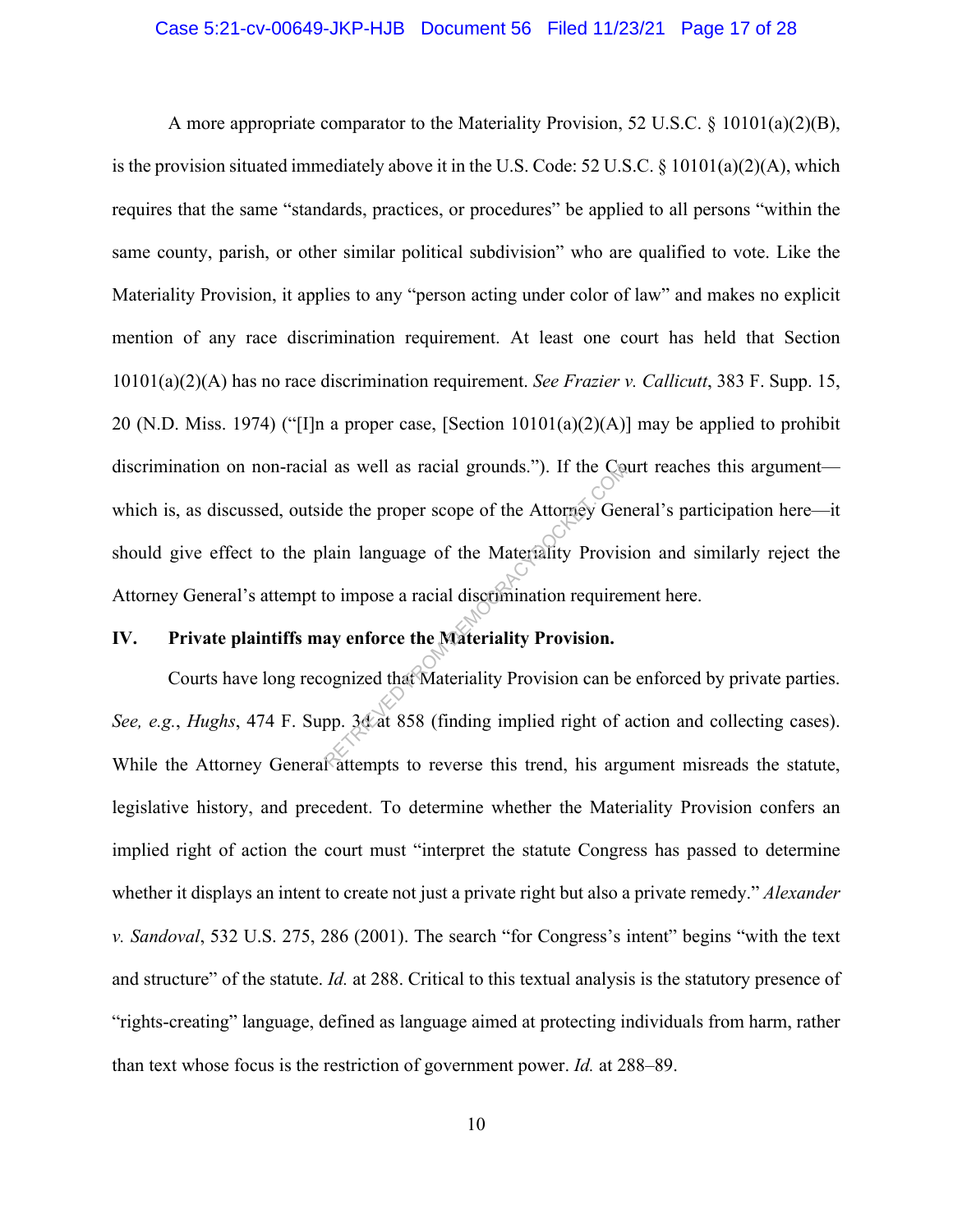A more appropriate comparator to the Materiality Provision, 52 U.S.C. § 10101(a)(2)(B), is the provision situated immediately above it in the U.S. Code: 52 U.S.C. § 10101(a)(2)(A), which requires that the same "standards, practices, or procedures" be applied to all persons "within the same county, parish, or other similar political subdivision" who are qualified to vote. Like the Materiality Provision, it applies to any "person acting under color of law" and makes no explicit mention of any race discrimination requirement. At least one court has held that Section 10101(a)(2)(A) has no race discrimination requirement. *See Frazier v. Callicutt*, 383 F. Supp. 15, 20 (N.D. Miss. 1974) ("[I]n a proper case, [Section 10101(a)(2)(A)] may be applied to prohibit discrimination on non-racial as well as racial grounds."). If the Court reaches this argument—which is, as discussed, outside the proper scope of the Attorney General's participation here—it should give effect to the plain language of the Materiality Provision and similarly reject the Attorney General's attempt to impose a racial discrimination requirement here.

## IV. Private plaintiffs may enforce the Materiality Provision.

Courts have long recognized that Materiality Provision can be enforced by private parties. *See, e.g.*, *Hughs*, 474 F. Supp. 3d at 858 (finding implied right of action and collecting cases). While the Attorney General attempts to reverse this trend, his argument misreads the statute, legislative history, and precedent. To determine whether the Materiality Provision confers an implied right of action the court must "interpret the statute Congress has passed to determine whether it displays an intent to create not just a private right but also a private remedy." *Alexander v. Sandoval*, 532 U.S. 275, 286 (2001). The search "for Congress's intent" begins "with the text and structure" of the statute. *Id.* at 288. Critical to this textual analysis is the statutory presence of "rights-creating" language, defined as language aimed at protecting individuals from harm, rather than text whose focus is the restriction of government power. *Id.* at 288–89.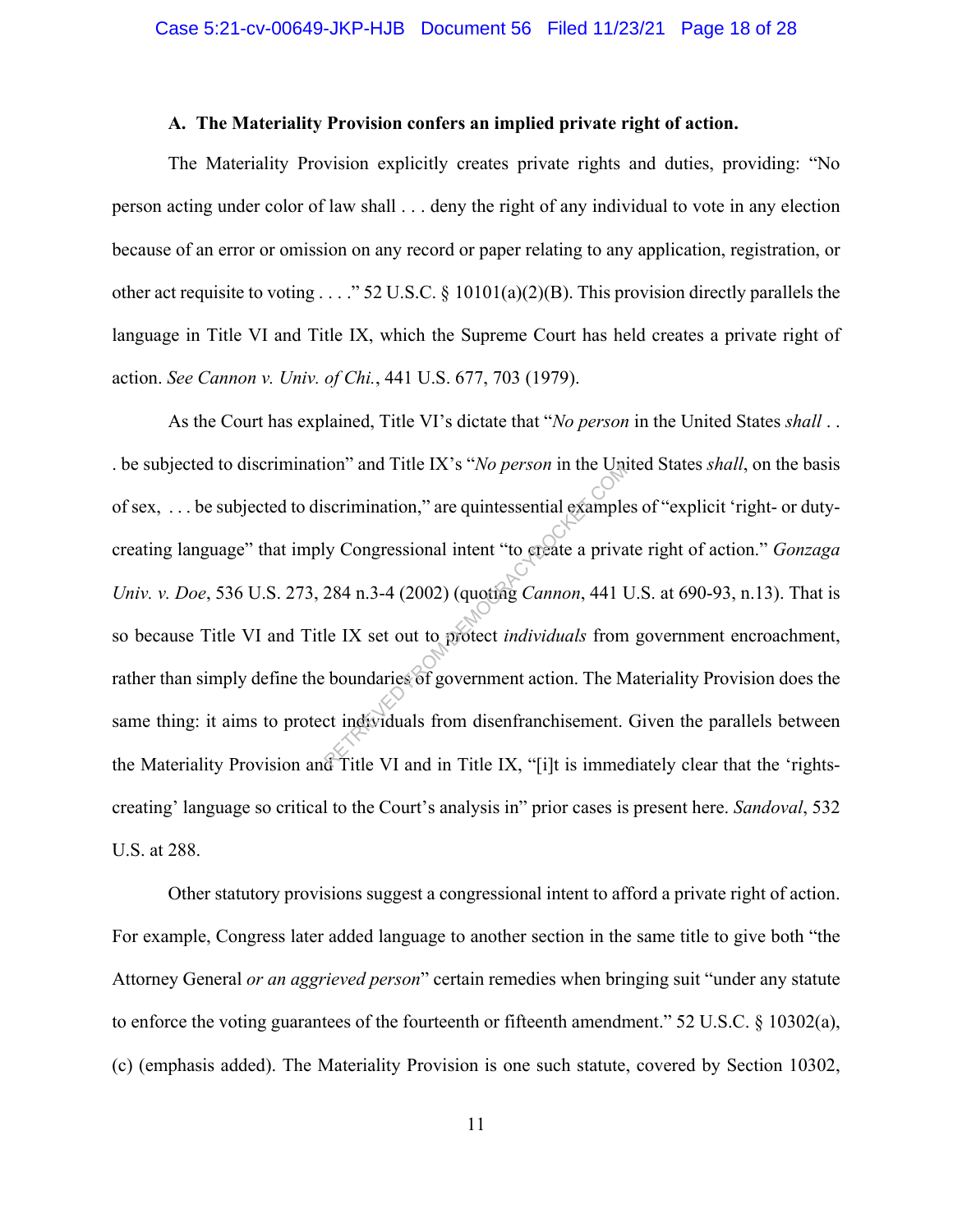### A. The Materiality Provision confers an implied private right of action.

The Materiality Provision explicitly creates private rights and duties, providing: "No person acting under color of law shall . . . deny the right of any individual to vote in any election because of an error or omission on any record or paper relating to any application, registration, or other act requisite to voting . . . ." 52 U.S.C. § 10101(a)(2)(B). This provision directly parallels the language in Title VI and Title IX, which the Supreme Court has held creates a private right of action. *See Cannon v. Univ. of Chi.*, 441 U.S. 677, 703 (1979).

As the Court has explained, Title VI's dictate that "*No person* in the United States *shall* . . . be subjected to discrimination" and Title IX's "*No person* in the United States *shall*, on the basis of sex, . . . be subjected to discrimination," are quintessential examples of "explicit 'right- or duty-creating language" that imply Congressional intent "to create a private right of action." *Gonzaga Univ. v. Doe*, 536 U.S. 273, 284 n.3-4 (2002) (quoting *Cannon*, 441 U.S. at 690-93, n.13). That is so because Title VI and Title IX set out to protect *individuals* from government encroachment, rather than simply define the boundaries of government action. The Materiality Provision does the same thing: it aims to protect individuals from disenfranchisement. Given the parallels between the Materiality Provision and Title VI and in Title IX, "[i]t is immediately clear that the 'rights-creating' language so critical to the Court's analysis in" prior cases is present here. *Sandoval*, 532 U.S. at 288.

Other statutory provisions suggest a congressional intent to afford a private right of action. For example, Congress later added language to another section in the same title to give both "the Attorney General *or an aggrieved person*" certain remedies when bringing suit "under any statute to enforce the voting guarantees of the fourteenth or fifteenth amendment." 52 U.S.C. § 10302(a), (c) (emphasis added). The Materiality Provision is one such statute, covered by Section 10302,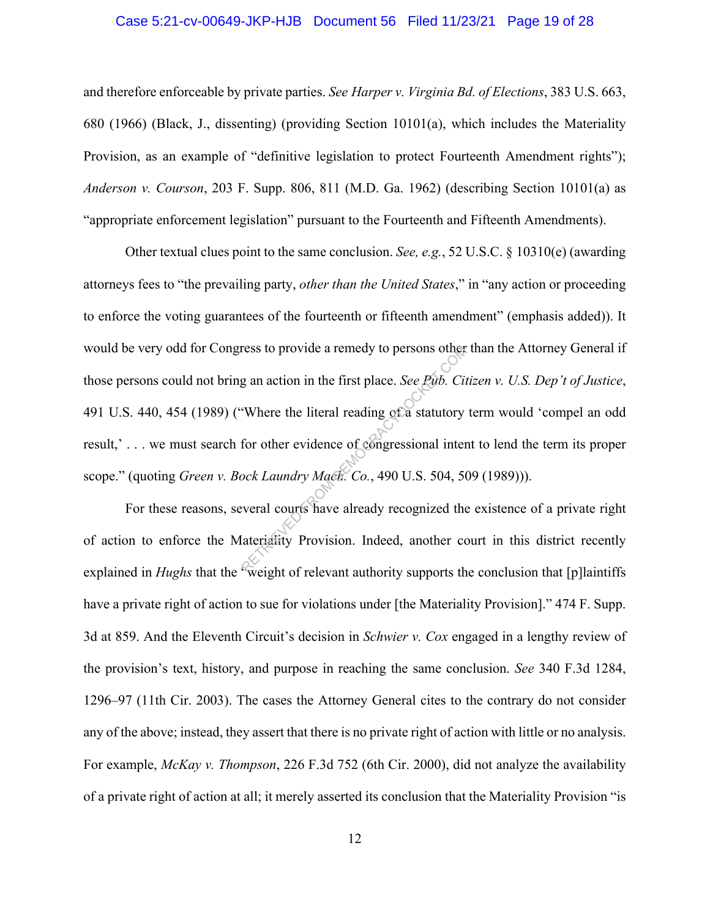and therefore enforceable by private parties. *See Harper v. Virginia Bd. of Elections*, 383 U.S. 663, 680 (1966) (Black, J., dissenting) (providing Section 10101(a), which includes the Materiality Provision, as an example of "definitive legislation to protect Fourteenth Amendment rights"); *Anderson v. Courson*, 203 F. Supp. 806, 811 (M.D. Ga. 1962) (describing Section 10101(a) as "appropriate enforcement legislation" pursuant to the Fourteenth and Fifteenth Amendments).

Other textual clues point to the same conclusion. *See, e.g.*, 52 U.S.C. § 10310(e) (awarding attorneys fees to "the prevailing party, *other than the United States*," in "any action or proceeding to enforce the voting guarantees of the fourteenth or fifteenth amendment" (emphasis added)). It would be very odd for Congress to provide a remedy to persons other than the Attorney General if those persons could not bring an action in the first place. *See Pub. Citizen v. U.S. Dep't of Justice*, 491 U.S. 440, 454 (1989) ("Where the literal reading of a statutory term would 'compel an odd result,' . . . we must search for other evidence of congressional intent to lend the term its proper scope." (quoting *Green v. Bock Laundry Mach. Co.*, 490 U.S. 504, 509 (1989))).

For these reasons, several courts have already recognized the existence of a private right of action to enforce the Materiality Provision. Indeed, another court in this district recently explained in *Hughs* that the "weight of relevant authority supports the conclusion that [p]laintiffs have a private right of action to sue for violations under [the Materiality Provision]." 474 F. Supp. 3d at 859. And the Eleventh Circuit's decision in *Schwier v. Cox* engaged in a lengthy review of the provision's text, history, and purpose in reaching the same conclusion. *See* 340 F.3d 1284, 1296–97 (11th Cir. 2003). The cases the Attorney General cites to the contrary do not consider any of the above; instead, they assert that there is no private right of action with little or no analysis. For example, *McKay v. Thompson*, 226 F.3d 752 (6th Cir. 2000), did not analyze the availability of a private right of action at all; it merely asserted its conclusion that the Materiality Provision "is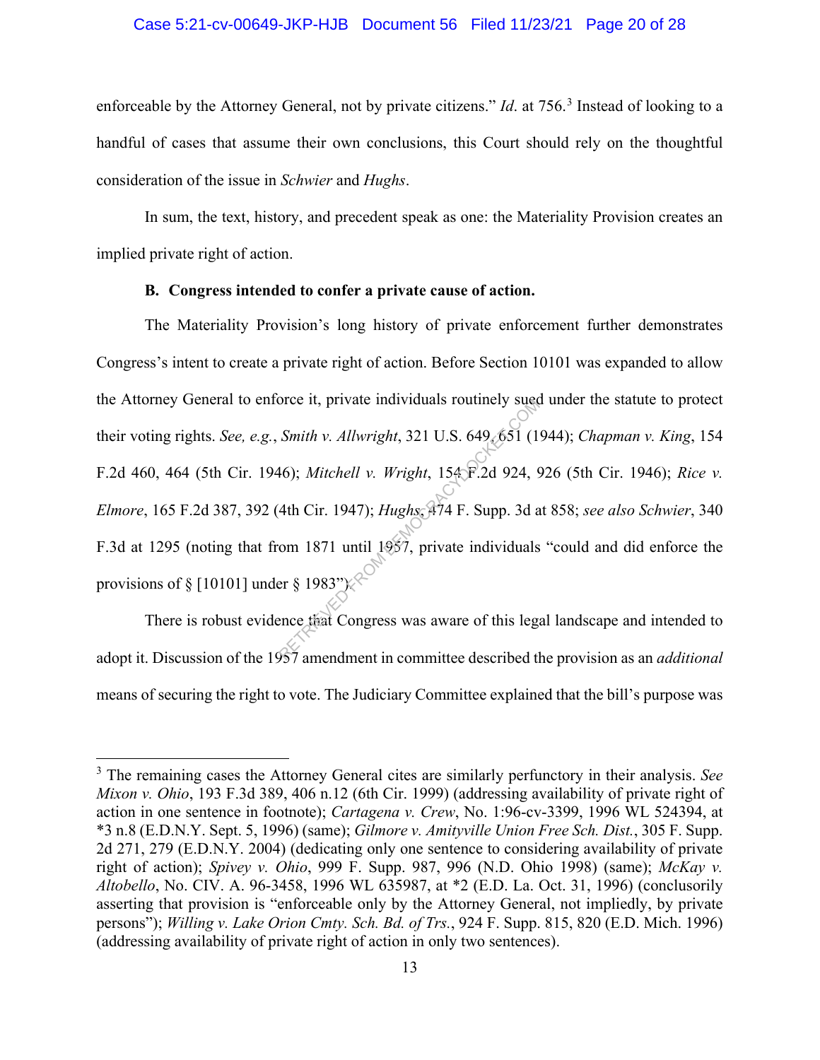enforceable by the Attorney General, not by private citizens." *Id*. at 756.[3] Instead of looking to a handful of cases that assume their own conclusions, this Court should rely on the thoughtful consideration of the issue in *Schwier* and *Hughs*.

In sum, the text, history, and precedent speak as one: the Materiality Provision creates an implied private right of action.

**B. Congress intended to confer a private cause of action.**

The Materiality Provision's long history of private enforcement further demonstrates Congress's intent to create a private right of action. Before Section 10101 was expanded to allow the Attorney General to enforce it, private individuals routinely sued under the statute to protect their voting rights. *See, e.g.*, *Smith v. Allwright*, 321 U.S. 649, 651 (1944); *Chapman v. King*, 154 F.2d 460, 464 (5th Cir. 1946); *Mitchell v. Wright*, 154 F.2d 924, 926 (5th Cir. 1946); *Rice v. Elmore*, 165 F.2d 387, 392 (4th Cir. 1947); *Hughs*, 474 F. Supp. 3d at 858; *see also Schwier*, 340 F.3d at 1295 (noting that from 1871 until 1957, private individuals "could and did enforce the provisions of § [10101] under § 1983").

There is robust evidence that Congress was aware of this legal landscape and intended to adopt it. Discussion of the 1957 amendment in committee described the provision as an *additional* means of securing the right to vote. The Judiciary Committee explained that the bill's purpose was

[3] The remaining cases the Attorney General cites are similarly perfunctory in their analysis. *See Mixon v. Ohio*, 193 F.3d 389, 406 n.12 (6th Cir. 1999) (addressing availability of private right of action in one sentence in footnote); *Cartagena v. Crew*, No. 1:96-cv-3399, 1996 WL 524394, at *3 n.8 (E.D.N.Y. Sept. 5, 1996) (same); *Gilmore v. Amityville Union Free Sch. Dist.*, 305 F. Supp. 2d 271, 279 (E.D.N.Y. 2004) (dedicating only one sentence to considering availability of private right of action); *Spivey v. Ohio*, 999 F. Supp. 987, 996 (N.D. Ohio 1998) (same); *McKay v. Altobello*, No. CIV. A. 96-3458, 1996 WL 635987, at *2 (E.D. La. Oct. 31, 1996) (conclusorily asserting that provision is "enforceable only by the Attorney General, not impliedly, by private persons"); *Willing v. Lake Orion Cmty. Sch. Bd. of Trs.*, 924 F. Supp. 815, 820 (E.D. Mich. 1996) (addressing availability of private right of action in only two sentences).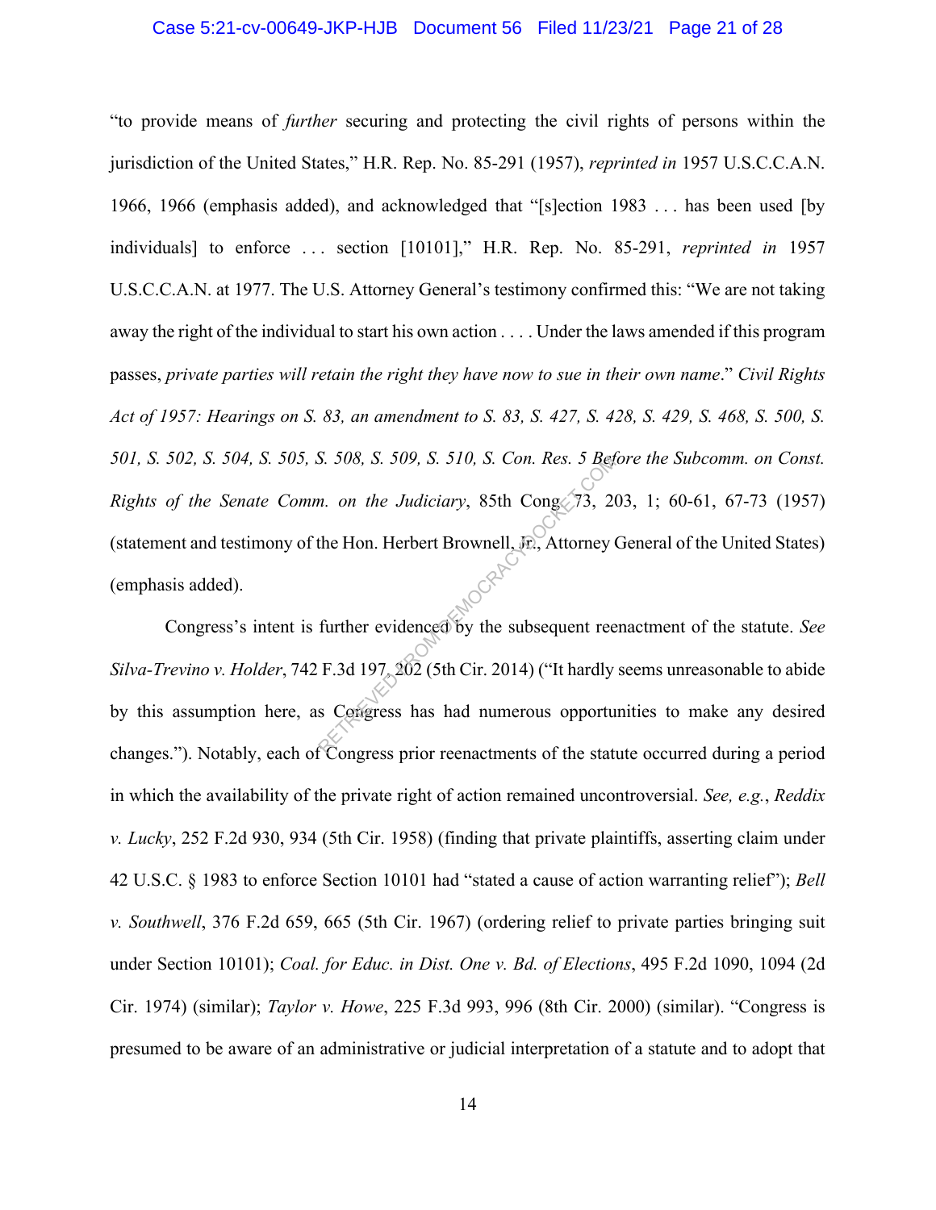"to provide means of *further* securing and protecting the civil rights of persons within the jurisdiction of the United States," H.R. Rep. No. 85-291 (1957), *reprinted in* 1957 U.S.C.C.A.N. 1966, 1966 (emphasis added), and acknowledged that "[s]ection 1983 . . . has been used [by individuals] to enforce . . . section [10101]," H.R. Rep. No. 85-291, *reprinted in* 1957 U.S.C.C.A.N. at 1977. The U.S. Attorney General's testimony confirmed this: "We are not taking away the right of the individual to start his own action . . . . Under the laws amended if this program passes, *private parties will retain the right they have now to sue in their own name*." *Civil Rights Act of 1957: Hearings on S. 83, an amendment to S. 83, S. 427, S. 428, S. 429, S. 468, S. 500, S. 501, S. 502, S. 504, S. 505, S. 508, S. 509, S. 510, S. Con. Res. 5 Before the Subcomm. on Const. Rights of the Senate Comm. on the Judiciary*, 85th Cong. 73, 203, 1; 60-61, 67-73 (1957) (statement and testimony of the Hon. Herbert Brownell, Jr., Attorney General of the United States) (emphasis added).

Congress's intent is further evidenced by the subsequent reenactment of the statute. *See Silva-Trevino v. Holder*, 742 F.3d 197, 202 (5th Cir. 2014) ("It hardly seems unreasonable to abide by this assumption here, as Congress has had numerous opportunities to make any desired changes."). Notably, each of Congress prior reenactments of the statute occurred during a period in which the availability of the private right of action remained uncontroversial. *See, e.g.*, *Reddix v. Lucky*, 252 F.2d 930, 934 (5th Cir. 1958) (finding that private plaintiffs, asserting claim under 42 U.S.C. § 1983 to enforce Section 10101 had "stated a cause of action warranting relief"); *Bell v. Southwell*, 376 F.2d 659, 665 (5th Cir. 1967) (ordering relief to private parties bringing suit under Section 10101); *Coal. for Educ. in Dist. One v. Bd. of Elections*, 495 F.2d 1090, 1094 (2d Cir. 1974) (similar); *Taylor v. Howe*, 225 F.3d 993, 996 (8th Cir. 2000) (similar). "Congress is presumed to be aware of an administrative or judicial interpretation of a statute and to adopt that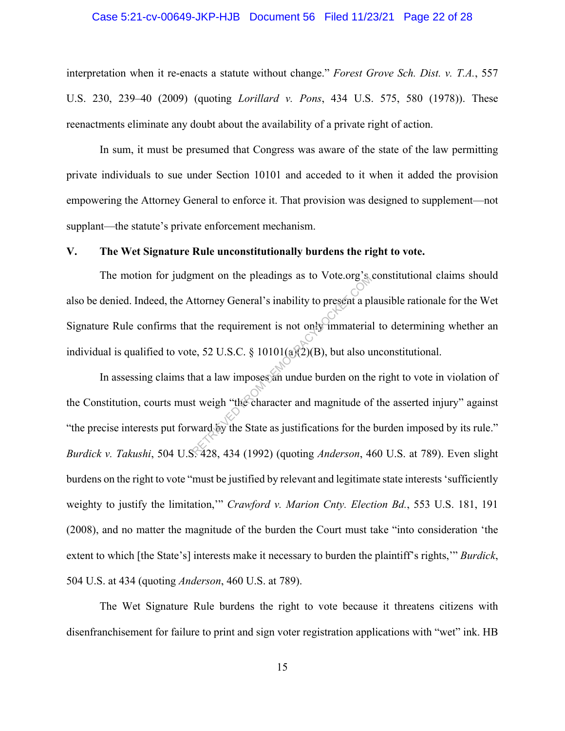interpretation when it re-enacts a statute without change." *Forest Grove Sch. Dist. v. T.A.*, 557 U.S. 230, 239–40 (2009) (quoting *Lorillard v. Pons*, 434 U.S. 575, 580 (1978)). These reenactments eliminate any doubt about the availability of a private right of action.

In sum, it must be presumed that Congress was aware of the state of the law permitting private individuals to sue under Section 10101 and acceded to it when it added the provision empowering the Attorney General to enforce it. That provision was designed to supplement—not supplant—the statute's private enforcement mechanism.

## V. The Wet Signature Rule unconstitutionally burdens the right to vote.

The motion for judgment on the pleadings as to Vote.org's constitutional claims should also be denied. Indeed, the Attorney General's inability to present a plausible rationale for the Wet Signature Rule confirms that the requirement is not only immaterial to determining whether an individual is qualified to vote, 52 U.S.C. § 10101(a)(2)(B), but also unconstitutional.

In assessing claims that a law imposes an undue burden on the right to vote in violation of the Constitution, courts must weigh "the character and magnitude of the asserted injury" against "the precise interests put forward by the State as justifications for the burden imposed by its rule." *Burdick v. Takushi*, 504 U.S. 428, 434 (1992) (quoting *Anderson*, 460 U.S. at 789). Even slight burdens on the right to vote "must be justified by relevant and legitimate state interests 'sufficiently weighty to justify the limitation,'" *Crawford v. Marion Cnty. Election Bd.*, 553 U.S. 181, 191 (2008), and no matter the magnitude of the burden the Court must take "into consideration 'the extent to which [the State's] interests make it necessary to burden the plaintiff's rights,'" *Burdick*, 504 U.S. at 434 (quoting *Anderson*, 460 U.S. at 789).

The Wet Signature Rule burdens the right to vote because it threatens citizens with disenfranchisement for failure to print and sign voter registration applications with "wet" ink. HB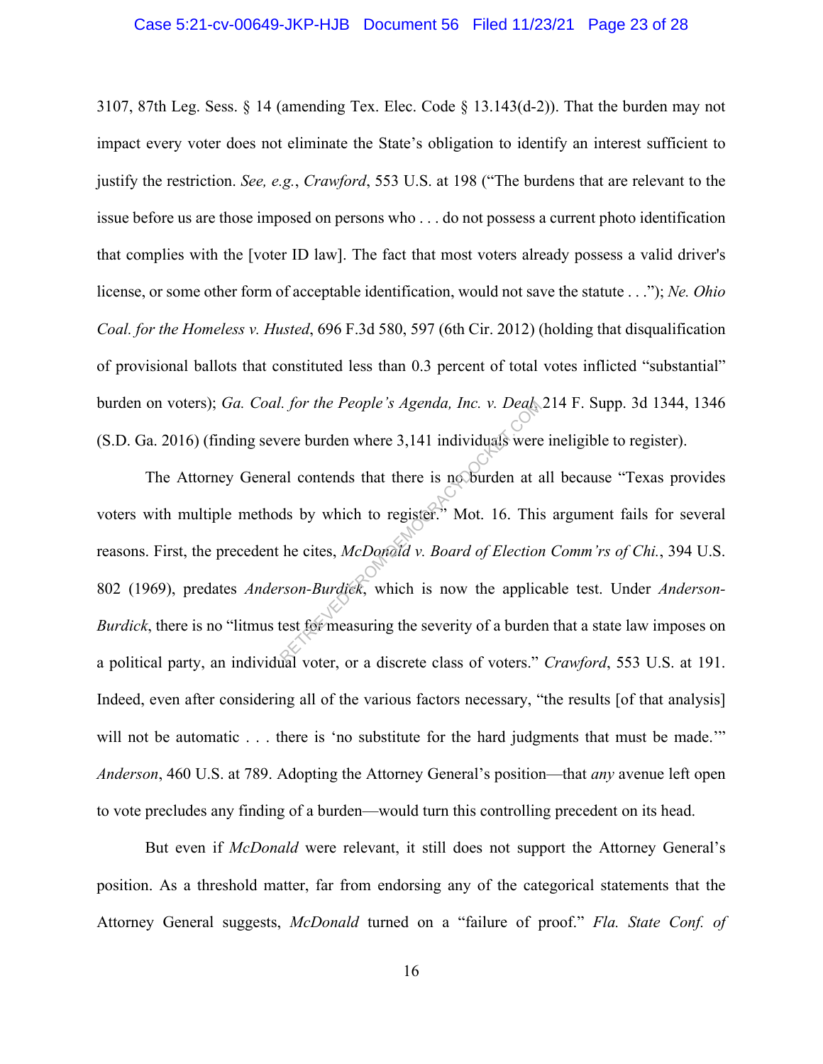3107, 87th Leg. Sess. § 14 (amending Tex. Elec. Code § 13.143(d-2)). That the burden may not impact every voter does not eliminate the State's obligation to identify an interest sufficient to justify the restriction. *See, e.g.*, *Crawford*, 553 U.S. at 198 ("The burdens that are relevant to the issue before us are those imposed on persons who . . . do not possess a current photo identification that complies with the [voter ID law]. The fact that most voters already possess a valid driver's license, or some other form of acceptable identification, would not save the statute . . ."); *Ne. Ohio Coal. for the Homeless v. Husted*, 696 F.3d 580, 597 (6th Cir. 2012) (holding that disqualification of provisional ballots that constituted less than 0.3 percent of total votes inflicted "substantial" burden on voters); *Ga. Coal. for the People's Agenda, Inc. v. Deal*, 214 F. Supp. 3d 1344, 1346 (S.D. Ga. 2016) (finding severe burden where 3,141 individuals were ineligible to register).

The Attorney General contends that there is no burden at all because "Texas provides voters with multiple methods by which to register." Mot. 16. This argument fails for several reasons. First, the precedent he cites, *McDonald v. Board of Election Comm'rs of Chi.*, 394 U.S. 802 (1969), predates *Anderson-Burdick*, which is now the applicable test. Under *Anderson-Burdick*, there is no "litmus test for measuring the severity of a burden that a state law imposes on a political party, an individual voter, or a discrete class of voters." *Crawford*, 553 U.S. at 191. Indeed, even after considering all of the various factors necessary, "the results [of that analysis] will not be automatic . . . there is 'no substitute for the hard judgments that must be made.'" *Anderson*, 460 U.S. at 789. Adopting the Attorney General's position—that *any* avenue left open to vote precludes any finding of a burden—would turn this controlling precedent on its head.

But even if *McDonald* were relevant, it still does not support the Attorney General's position. As a threshold matter, far from endorsing any of the categorical statements that the Attorney General suggests, *McDonald* turned on a "failure of proof." *Fla. State Conf. of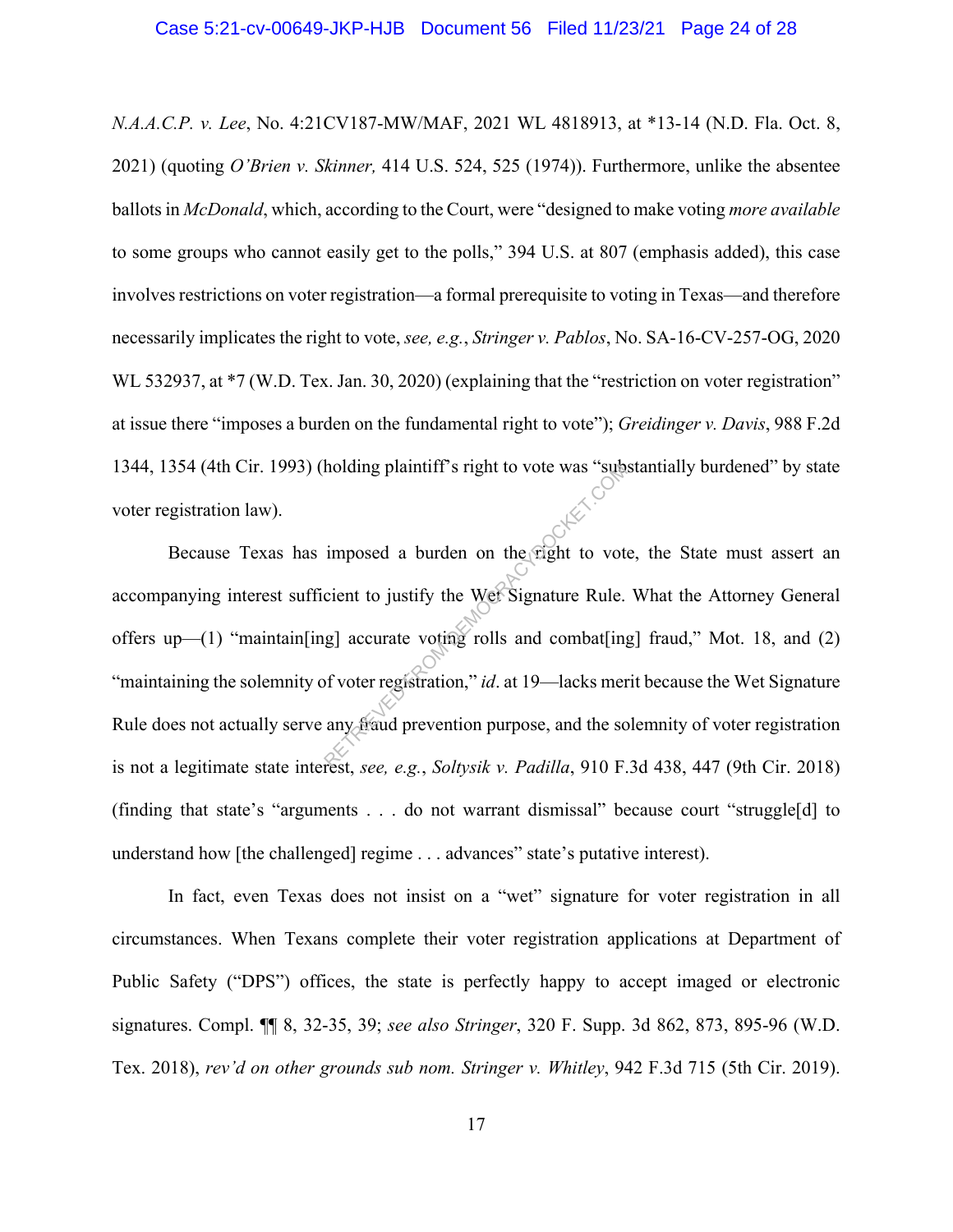*N.A.A.C.P. v. Lee*, No. 4:21CV187-MW/MAF, 2021 WL 4818913, at *13-14 (N.D. Fla. Oct. 8, 2021) (quoting *O'Brien v. Skinner,* 414 U.S. 524, 525 (1974)). Furthermore, unlike the absentee ballots in *McDonald*, which, according to the Court, were "designed to make voting *more available* to some groups who cannot easily get to the polls," 394 U.S. at 807 (emphasis added), this case involves restrictions on voter registration—a formal prerequisite to voting in Texas—and therefore necessarily implicates the right to vote, *see, e.g.*, *Stringer v. Pablos*, No. SA-16-CV-257-OG, 2020 WL 532937, at *7 (W.D. Tex. Jan. 30, 2020) (explaining that the "restriction on voter registration" at issue there "imposes a burden on the fundamental right to vote"); *Greidinger v. Davis*, 988 F.2d 1344, 1354 (4th Cir. 1993) (holding plaintiff's right to vote was "substantially burdened" by state voter registration law).

Because Texas has imposed a burden on the right to vote, the State must assert an accompanying interest sufficient to justify the Wet Signature Rule. What the Attorney General offers up—(1) "maintain[ing] accurate voting rolls and combat[ing] fraud," Mot. 18, and (2) "maintaining the solemnity of voter registration," *id*. at 19—lacks merit because the Wet Signature Rule does not actually serve any fraud prevention purpose, and the solemnity of voter registration is not a legitimate state interest, *see, e.g.*, *Soltysik v. Padilla*, 910 F.3d 438, 447 (9th Cir. 2018) (finding that state's "arguments . . . do not warrant dismissal" because court "struggle[d] to understand how [the challenged] regime . . . advances" state's putative interest).

In fact, even Texas does not insist on a "wet" signature for voter registration in all circumstances. When Texans complete their voter registration applications at Department of Public Safety ("DPS") offices, the state is perfectly happy to accept imaged or electronic signatures. Compl. ¶¶ 8, 32-35, 39; *see also Stringer*, 320 F. Supp. 3d 862, 873, 895-96 (W.D. Tex. 2018), *rev'd on other grounds sub nom. Stringer v. Whitley*, 942 F.3d 715 (5th Cir. 2019).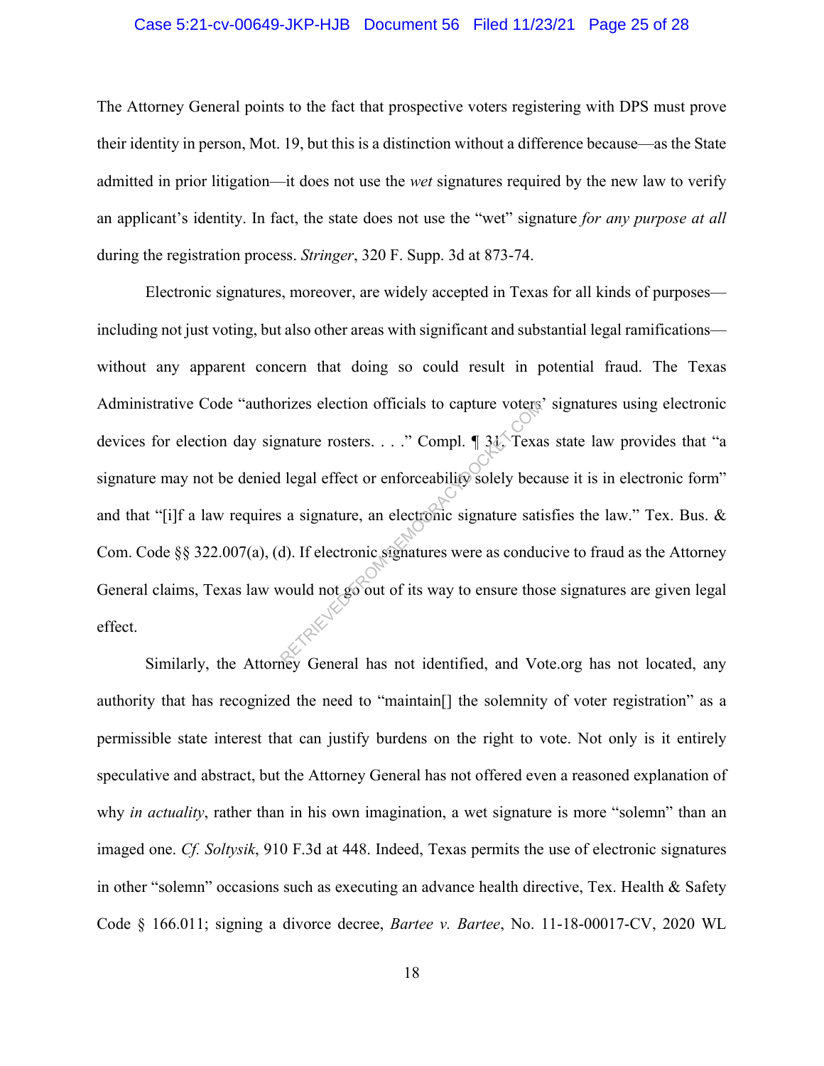The Attorney General points to the fact that prospective voters registering with DPS must prove their identity in person, Mot. 19, but this is a distinction without a difference because—as the State admitted in prior litigation—it does not use the *wet* signatures required by the new law to verify an applicant's identity. In fact, the state does not use the "wet" signature *for any purpose at all* during the registration process. *Stringer*, 320 F. Supp. 3d at 873-74.

Electronic signatures, moreover, are widely accepted in Texas for all kinds of purposes—including not just voting, but also other areas with significant and substantial legal ramifications—without any apparent concern that doing so could result in potential fraud. The Texas Administrative Code "authorizes election officials to capture voters' signatures using electronic devices for election day signature rosters. . . ." Compl. ¶ 31. Texas state law provides that "a signature may not be denied legal effect or enforceability solely because it is in electronic form" and that "[i]f a law requires a signature, an electronic signature satisfies the law." Tex. Bus. & Com. Code §§ 322.007(a), (d). If electronic signatures were as conducive to fraud as the Attorney General claims, Texas law would not go out of its way to ensure those signatures are given legal effect.

Similarly, the Attorney General has not identified, and Vote.org has not located, any authority that has recognized the need to "maintain[] the solemnity of voter registration" as a permissible state interest that can justify burdens on the right to vote. Not only is it entirely speculative and abstract, but the Attorney General has not offered even a reasoned explanation of why *in actuality*, rather than in his own imagination, a wet signature is more "solemn" than an imaged one. *Cf. Soltysik*, 910 F.3d at 448. Indeed, Texas permits the use of electronic signatures in other "solemn" occasions such as executing an advance health directive, Tex. Health & Safety Code § 166.011; signing a divorce decree, *Bartee v. Bartee*, No. 11-18-00017-CV, 2020 WL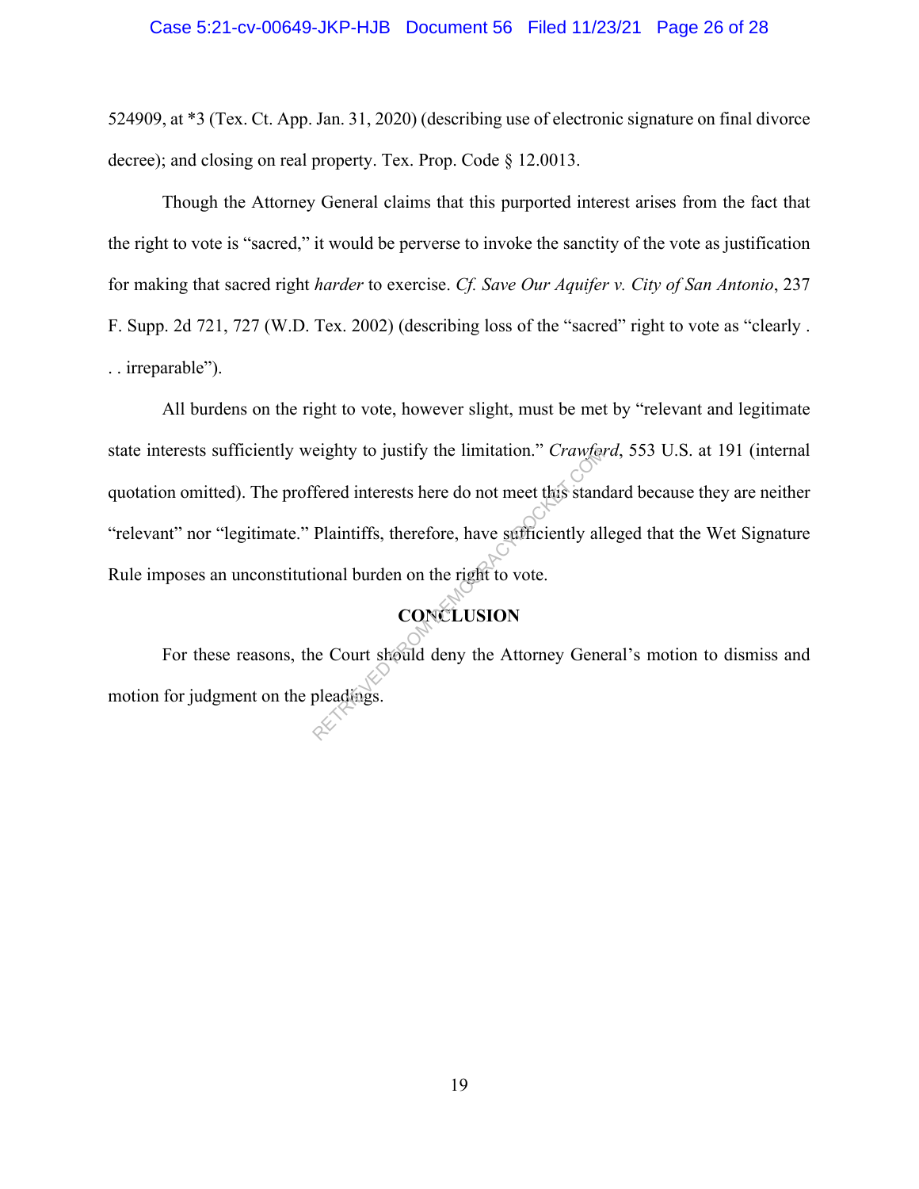524909, at *3 (Tex. Ct. App. Jan. 31, 2020) (describing use of electronic signature on final divorce decree); and closing on real property. Tex. Prop. Code § 12.0013.

Though the Attorney General claims that this purported interest arises from the fact that the right to vote is "sacred," it would be perverse to invoke the sanctity of the vote as justification for making that sacred right *harder* to exercise. *Cf. Save Our Aquifer v. City of San Antonio*, 237 F. Supp. 2d 721, 727 (W.D. Tex. 2002) (describing loss of the "sacred" right to vote as "clearly . . . irreparable").

All burdens on the right to vote, however slight, must be met by "relevant and legitimate state interests sufficiently weighty to justify the limitation." *Crawford*, 553 U.S. at 191 (internal quotation omitted). The proffered interests here do not meet this standard because they are neither "relevant" nor "legitimate." Plaintiffs, therefore, have sufficiently alleged that the Wet Signature Rule imposes an unconstitutional burden on the right to vote.

## CONCLUSION

For these reasons, the Court should deny the Attorney General's motion to dismiss and motion for judgment on the pleadings.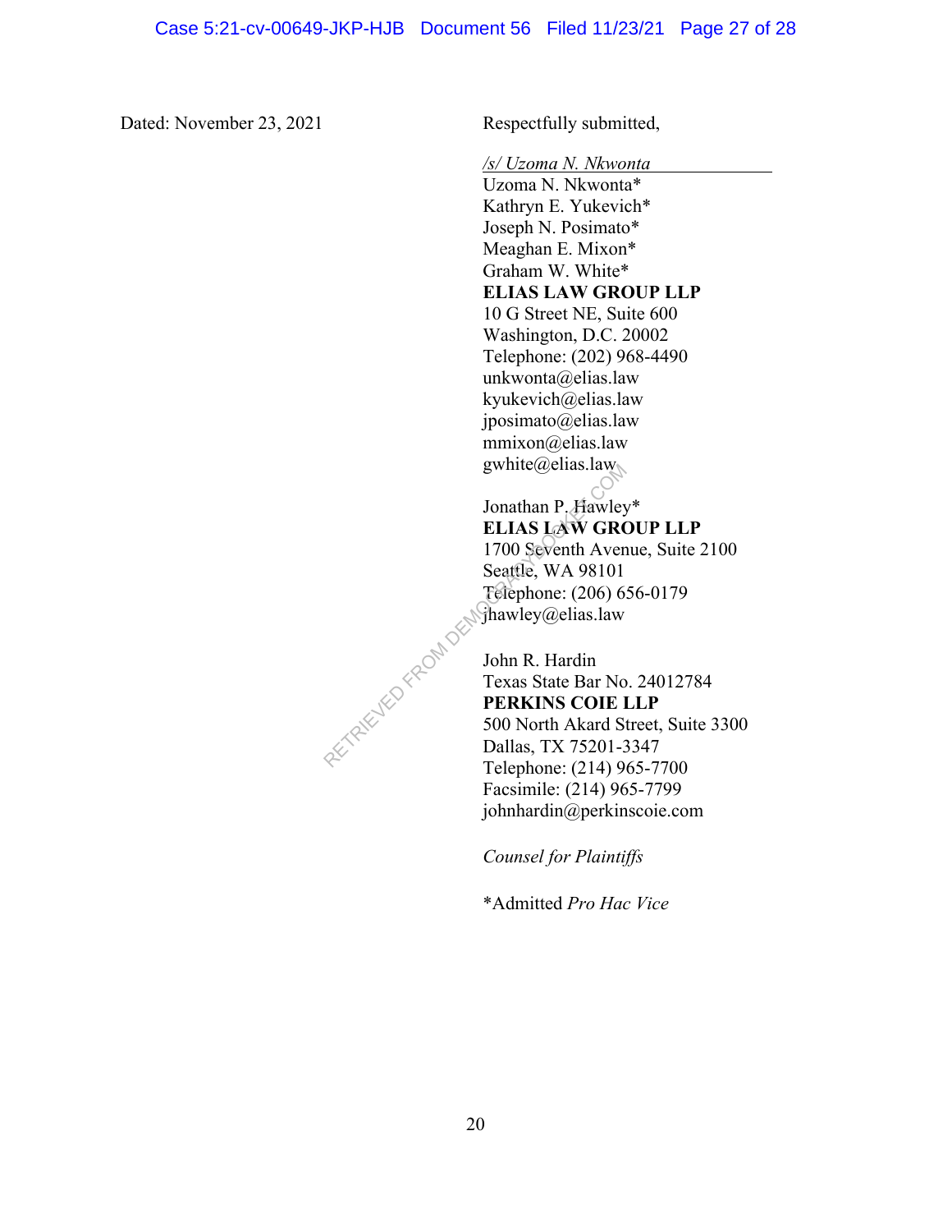Dated: November 23, 2021

Respectfully submitted,

*/s/ Uzoma N. Nkwonta*
Uzoma N. Nkwonta*
Kathryn E. Yukevich*
Joseph N. Posimato*
Meaghan E. Mixon*
Graham W. White*
**ELIAS LAW GROUP LLP**
10 G Street NE, Suite 600
Washington, D.C. 20002
Telephone: (202) 968-4490
unkwonta@elias.law
kyukevich@elias.law
jposimato@elias.law
mmixon@elias.law
gwhite@elias.law

Jonathan P. Hawley*
**ELIAS LAW GROUP LLP**
1700 Seventh Avenue, Suite 2100
Seattle, WA 98101
Telephone: (206) 656-0179
jhawley@elias.law

John R. Hardin
Texas State Bar No. 24012784
**PERKINS COIE LLP**
500 North Akard Street, Suite 3300
Dallas, TX 75201-3347
Telephone: (214) 965-7700
Facsimile: (214) 965-7799
johnhardin@perkinscoie.com

*Counsel for Plaintiffs*

*Admitted *Pro Hac Vice*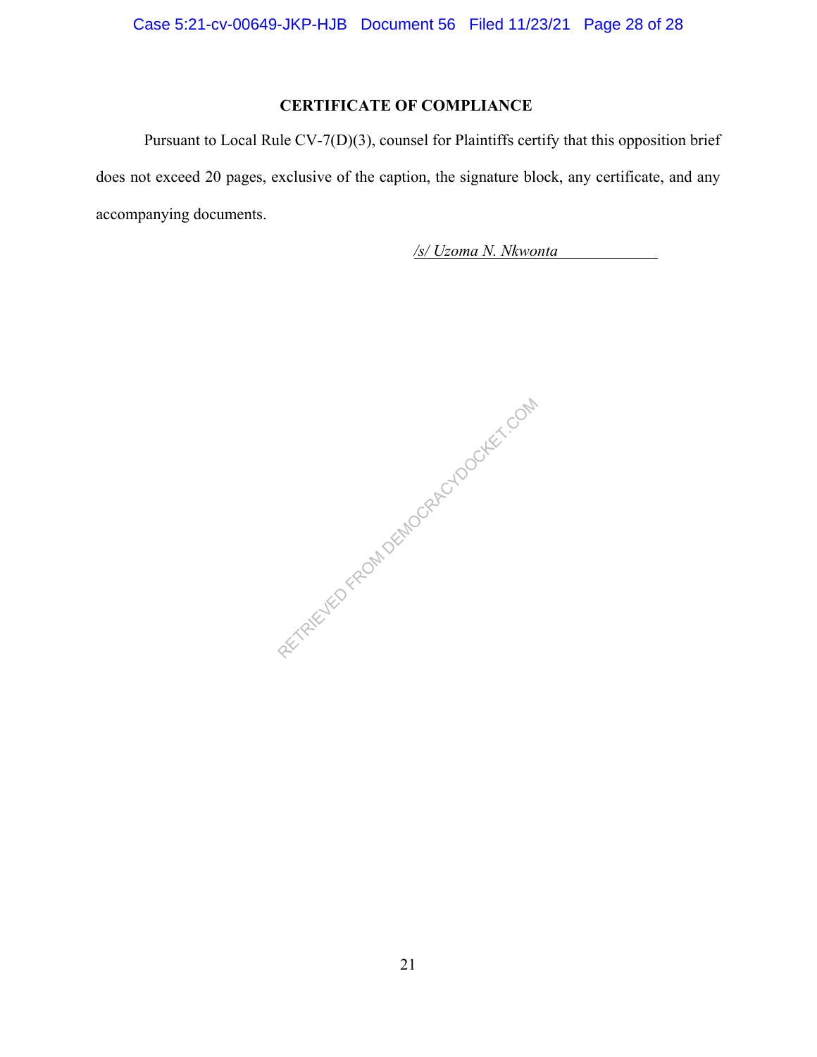## CERTIFICATE OF COMPLIANCE

Pursuant to Local Rule CV-7(D)(3), counsel for Plaintiffs certify that this opposition brief does not exceed 20 pages, exclusive of the caption, the signature block, any certificate, and any accompanying documents.

*/s/ Uzoma N. Nkwonta*